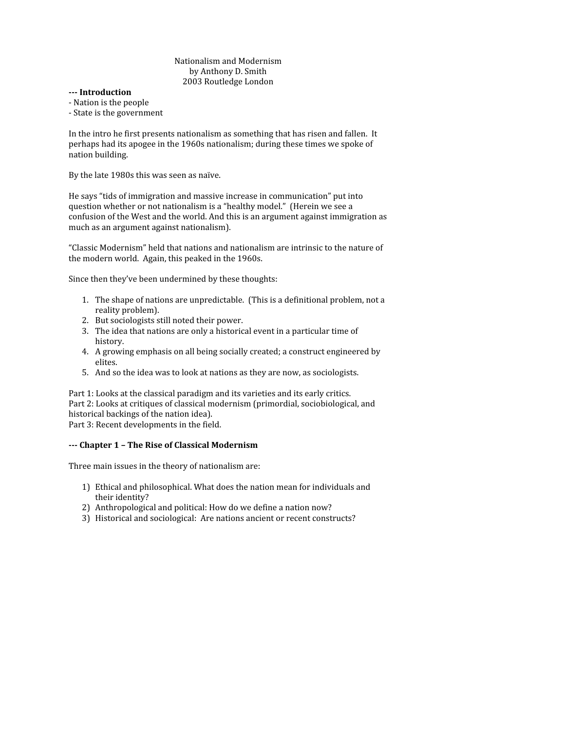Nationalism and Modernism
by Anthony D. Smith
2003 Routledge London

**--- Introduction**

- Nation is the people
- State is the government

In the intro he first presents nationalism as something that has risen and fallen. It perhaps had its apogee in the 1960s nationalism; during these times we spoke of nation building.

By the late 1980s this was seen as naïve.

He says "tids of immigration and massive increase in communication" put into question whether or not nationalism is a "healthy model." (Herein we see a confusion of the West and the world. And this is an argument against immigration as much as an argument against nationalism).

"Classic Modernism" held that nations and nationalism are intrinsic to the nature of the modern world. Again, this peaked in the 1960s.

Since then they've been undermined by these thoughts:

1. The shape of nations are unpredictable. (This is a definitional problem, not a reality problem).
2. But sociologists still noted their power.
3. The idea that nations are only a historical event in a particular time of history.
4. A growing emphasis on all being socially created; a construct engineered by elites.
5. And so the idea was to look at nations as they are now, as sociologists.

Part 1: Looks at the classical paradigm and its varieties and its early critics.
Part 2: Looks at critiques of classical modernism (primordial, sociobiological, and historical backings of the nation idea).
Part 3: Recent developments in the field.

**--- Chapter 1 – The Rise of Classical Modernism**

Three main issues in the theory of nationalism are:

1) Ethical and philosophical. What does the nation mean for individuals and their identity?
2) Anthropological and political: How do we define a nation now?
3) Historical and sociological: Are nations ancient or recent constructs?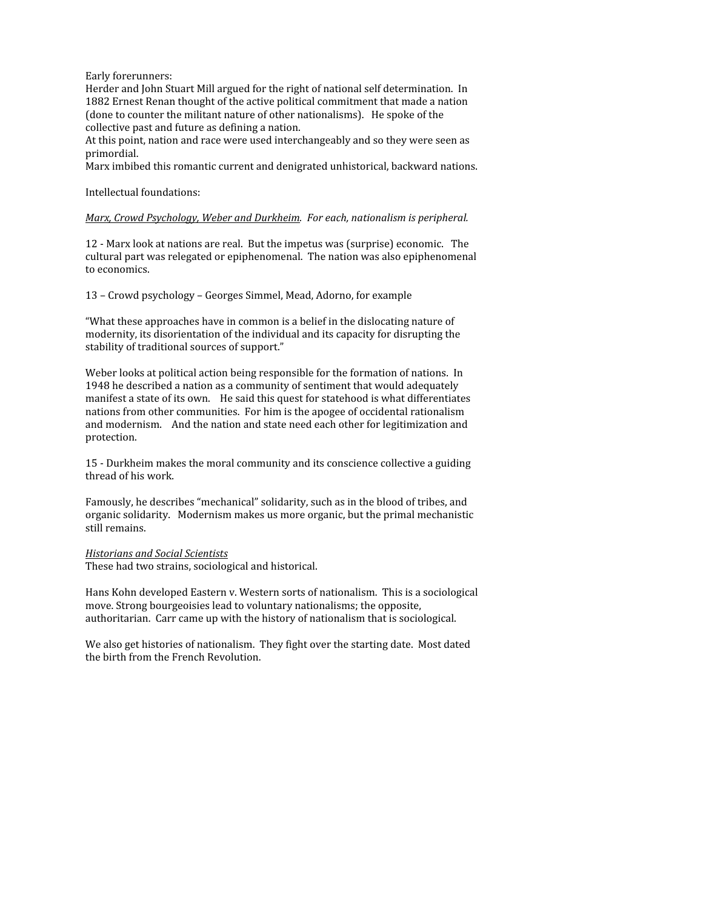Early forerunners:
Herder and John Stuart Mill argued for the right of national self determination. In 1882 Ernest Renan thought of the active political commitment that made a nation (done to counter the militant nature of other nationalisms). He spoke of the collective past and future as defining a nation.
At this point, nation and race were used interchangeably and so they were seen as primordial.
Marx imbibed this romantic current and denigrated unhistorical, backward nations.

Intellectual foundations:

<u>*Marx, Crowd Psychology, Weber and Durkheim*</u>. *For each, nationalism is peripheral.*

12 - Marx look at nations are real. But the impetus was (surprise) economic. The cultural part was relegated or epiphenomenal. The nation was also epiphenomenal to economics.

13 – Crowd psychology – Georges Simmel, Mead, Adorno, for example

"What these approaches have in common is a belief in the dislocating nature of modernity, its disorientation of the individual and its capacity for disrupting the stability of traditional sources of support."

Weber looks at political action being responsible for the formation of nations. In 1948 he described a nation as a community of sentiment that would adequately manifest a state of its own. He said this quest for statehood is what differentiates nations from other communities. For him is the apogee of occidental rationalism and modernism. And the nation and state need each other for legitimization and protection.

15 - Durkheim makes the moral community and its conscience collective a guiding thread of his work.

Famously, he describes "mechanical" solidarity, such as in the blood of tribes, and organic solidarity. Modernism makes us more organic, but the primal mechanistic still remains.

<u>*Historians and Social Scientists*</u>
These had two strains, sociological and historical.

Hans Kohn developed Eastern v. Western sorts of nationalism. This is a sociological move. Strong bourgeoisies lead to voluntary nationalisms; the opposite, authoritarian. Carr came up with the history of nationalism that is sociological.

We also get histories of nationalism. They fight over the starting date. Most dated the birth from the French Revolution.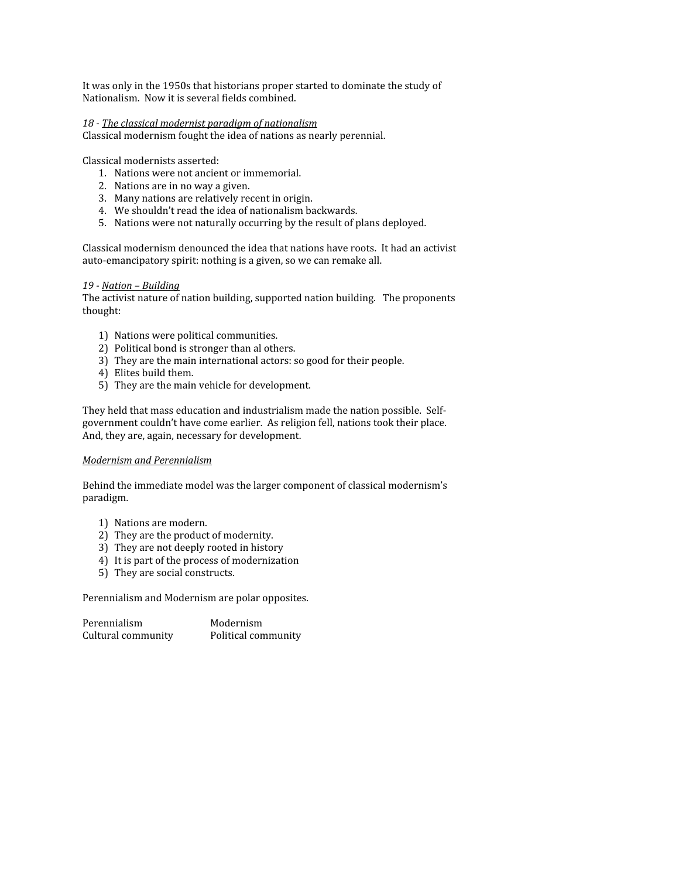It was only in the 1950s that historians proper started to dominate the study of Nationalism. Now it is several fields combined.

*18 - The classical modernist paradigm of nationalism*

Classical modernism fought the idea of nations as nearly perennial.

Classical modernists asserted:

1. Nations were not ancient or immemorial.
2. Nations are in no way a given.
3. Many nations are relatively recent in origin.
4. We shouldn't read the idea of nationalism backwards.
5. Nations were not naturally occurring by the result of plans deployed.

Classical modernism denounced the idea that nations have roots. It had an activist auto-emancipatory spirit: nothing is a given, so we can remake all.

*19 - Nation – Building*

The activist nature of nation building, supported nation building. The proponents thought:

1) Nations were political communities.
2) Political bond is stronger than al others.
3) They are the main international actors: so good for their people.
4) Elites build them.
5) They are the main vehicle for development.

They held that mass education and industrialism made the nation possible. Self-government couldn't have come earlier. As religion fell, nations took their place. And, they are, again, necessary for development.

*Modernism and Perennialism*

Behind the immediate model was the larger component of classical modernism's paradigm.

1) Nations are modern.
2) They are the product of modernity.
3) They are not deeply rooted in history
4) It is part of the process of modernization
5) They are social constructs.

Perennialism and Modernism are polar opposites.

| Perennialism | Modernism |
|---|---|
| Cultural community | Political community |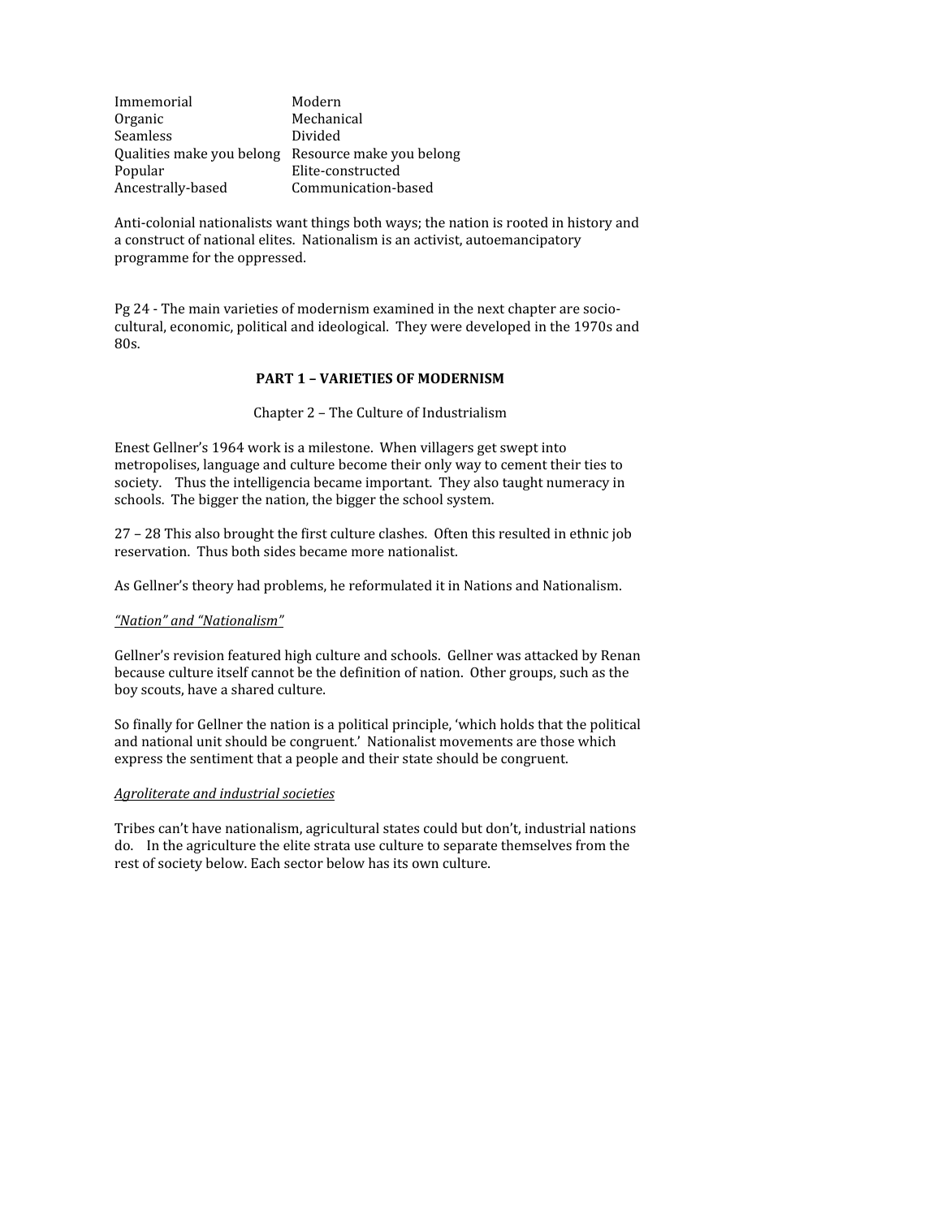| | |
|---|---|
| Immemorial | Modern |
| Organic | Mechanical |
| Seamless | Divided |
| Qualities make you belong | Resource make you belong |
| Popular | Elite-constructed |
| Ancestrally-based | Communication-based |

Anti-colonial nationalists want things both ways; the nation is rooted in history and a construct of national elites. Nationalism is an activist, autoemancipatory programme for the oppressed.

Pg 24 - The main varieties of modernism examined in the next chapter are socio-cultural, economic, political and ideological. They were developed in the 1970s and 80s.

## PART 1 – VARIETIES OF MODERNISM

### Chapter 2 – The Culture of Industrialism

Enest Gellner's 1964 work is a milestone. When villagers get swept into metropolises, language and culture become their only way to cement their ties to society. Thus the intelligencia became important. They also taught numeracy in schools. The bigger the nation, the bigger the school system.

27 – 28 This also brought the first culture clashes. Often this resulted in ethnic job reservation. Thus both sides became more nationalist.

As Gellner's theory had problems, he reformulated it in Nations and Nationalism.

*"Nation" and "Nationalism"*

Gellner's revision featured high culture and schools. Gellner was attacked by Renan because culture itself cannot be the definition of nation. Other groups, such as the boy scouts, have a shared culture.

So finally for Gellner the nation is a political principle, 'which holds that the political and national unit should be congruent.' Nationalist movements are those which express the sentiment that a people and their state should be congruent.

*Agroliterate and industrial societies*

Tribes can't have nationalism, agricultural states could but don't, industrial nations do. In the agriculture the elite strata use culture to separate themselves from the rest of society below. Each sector below has its own culture.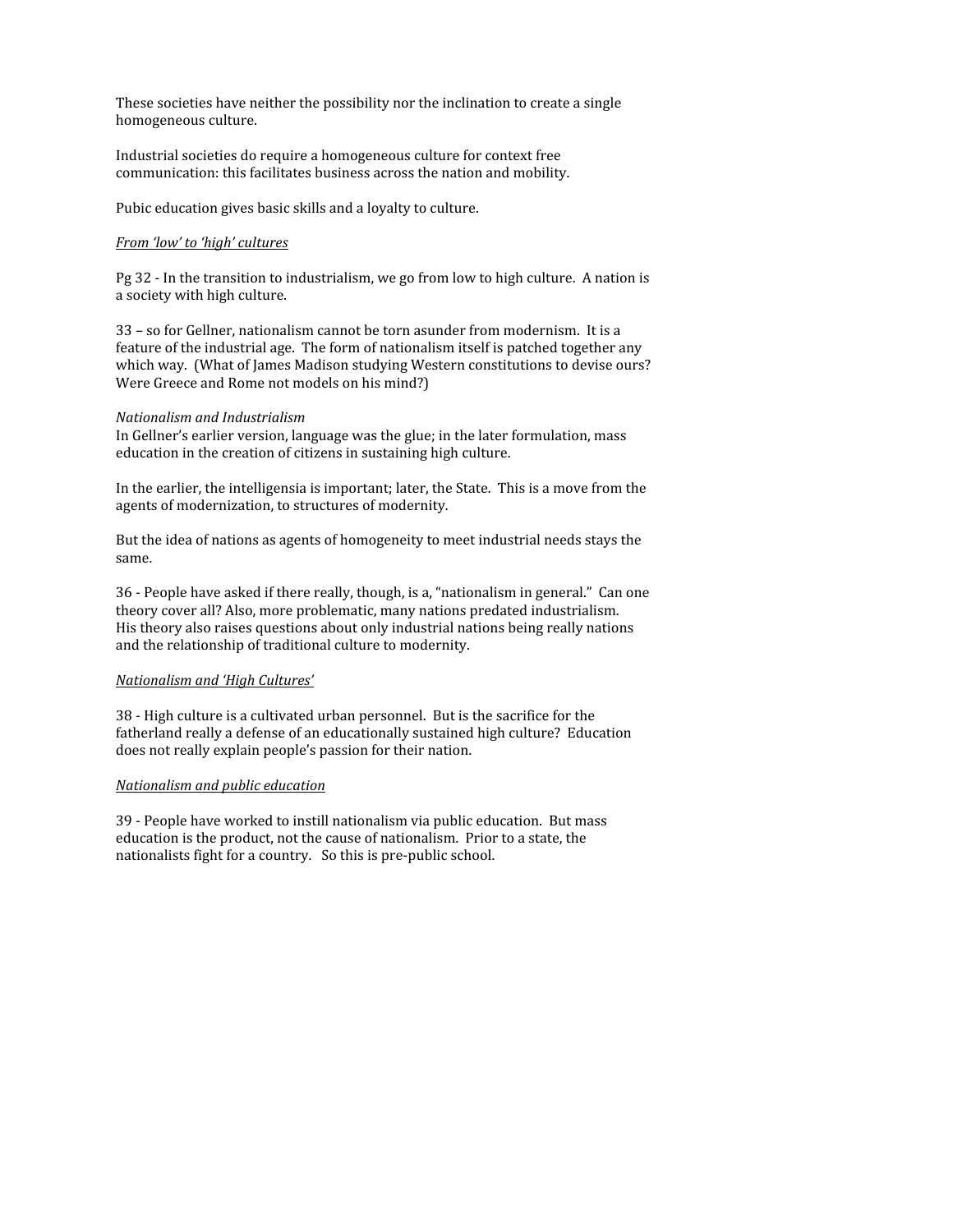These societies have neither the possibility nor the inclination to create a single homogeneous culture.

Industrial societies do require a homogeneous culture for context free communication: this facilitates business across the nation and mobility.

Pubic education gives basic skills and a loyalty to culture.

*From 'low' to 'high' cultures*

Pg 32 - In the transition to industrialism, we go from low to high culture. A nation is a society with high culture.

33 – so for Gellner, nationalism cannot be torn asunder from modernism. It is a feature of the industrial age. The form of nationalism itself is patched together any which way. (What of James Madison studying Western constitutions to devise ours? Were Greece and Rome not models on his mind?)

*Nationalism and Industrialism*
In Gellner's earlier version, language was the glue; in the later formulation, mass education in the creation of citizens in sustaining high culture.

In the earlier, the intelligensia is important; later, the State. This is a move from the agents of modernization, to structures of modernity.

But the idea of nations as agents of homogeneity to meet industrial needs stays the same.

36 - People have asked if there really, though, is a, "nationalism in general." Can one theory cover all? Also, more problematic, many nations predated industrialism. His theory also raises questions about only industrial nations being really nations and the relationship of traditional culture to modernity.

*Nationalism and 'High Cultures'*

38 - High culture is a cultivated urban personnel. But is the sacrifice for the fatherland really a defense of an educationally sustained high culture? Education does not really explain people's passion for their nation.

*Nationalism and public education*

39 - People have worked to instill nationalism via public education. But mass education is the product, not the cause of nationalism. Prior to a state, the nationalists fight for a country. So this is pre-public school.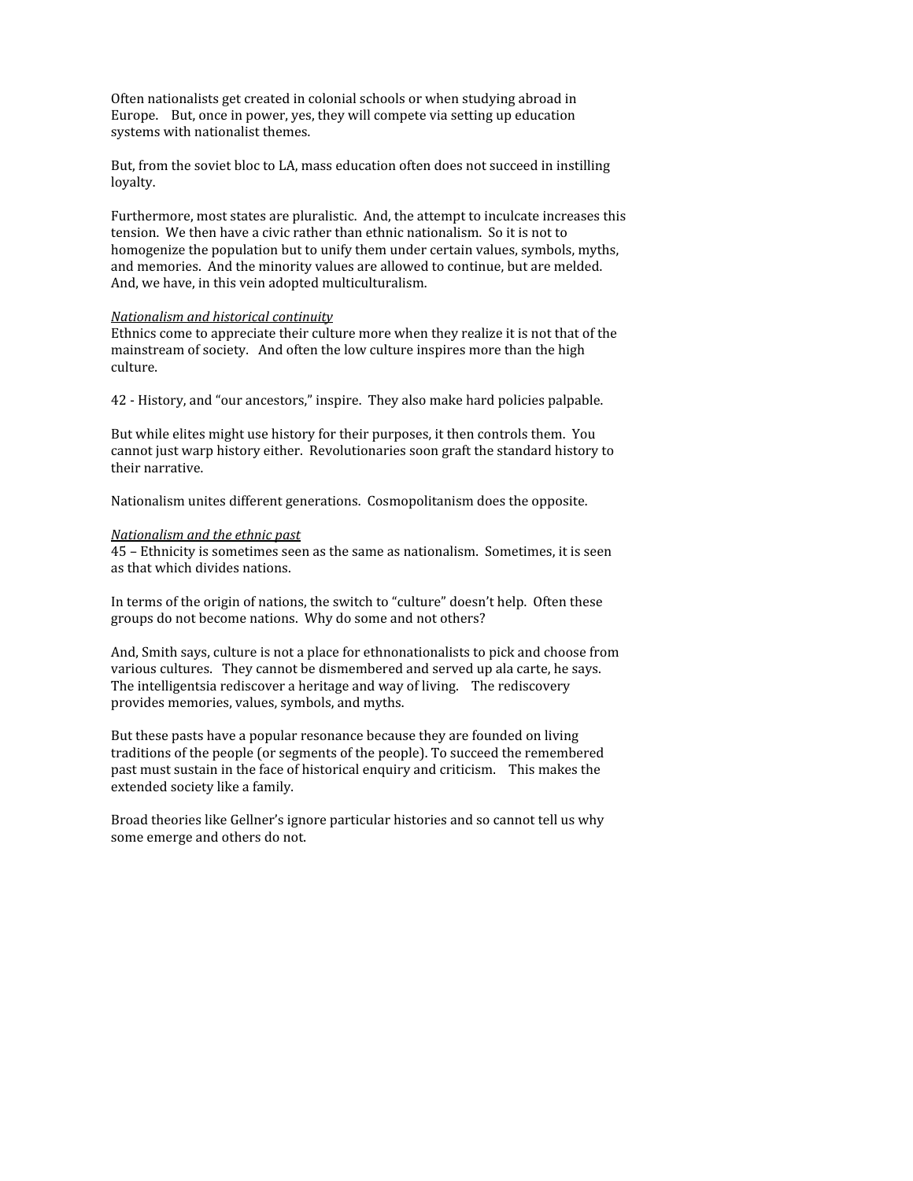Often nationalists get created in colonial schools or when studying abroad in Europe. But, once in power, yes, they will compete via setting up education systems with nationalist themes.

But, from the soviet bloc to LA, mass education often does not succeed in instilling loyalty.

Furthermore, most states are pluralistic. And, the attempt to inculcate increases this tension. We then have a civic rather than ethnic nationalism. So it is not to homogenize the population but to unify them under certain values, symbols, myths, and memories. And the minority values are allowed to continue, but are melded. And, we have, in this vein adopted multiculturalism.

*Nationalism and historical continuity*

Ethnics come to appreciate their culture more when they realize it is not that of the mainstream of society. And often the low culture inspires more than the high culture.

42 - History, and "our ancestors," inspire. They also make hard policies palpable.

But while elites might use history for their purposes, it then controls them. You cannot just warp history either. Revolutionaries soon graft the standard history to their narrative.

Nationalism unites different generations. Cosmopolitanism does the opposite.

*Nationalism and the ethnic past*

45 – Ethnicity is sometimes seen as the same as nationalism. Sometimes, it is seen as that which divides nations.

In terms of the origin of nations, the switch to "culture" doesn't help. Often these groups do not become nations. Why do some and not others?

And, Smith says, culture is not a place for ethnonationalists to pick and choose from various cultures. They cannot be dismembered and served up ala carte, he says. The intelligentsia rediscover a heritage and way of living. The rediscovery provides memories, values, symbols, and myths.

But these pasts have a popular resonance because they are founded on living traditions of the people (or segments of the people). To succeed the remembered past must sustain in the face of historical enquiry and criticism. This makes the extended society like a family.

Broad theories like Gellner's ignore particular histories and so cannot tell us why some emerge and others do not.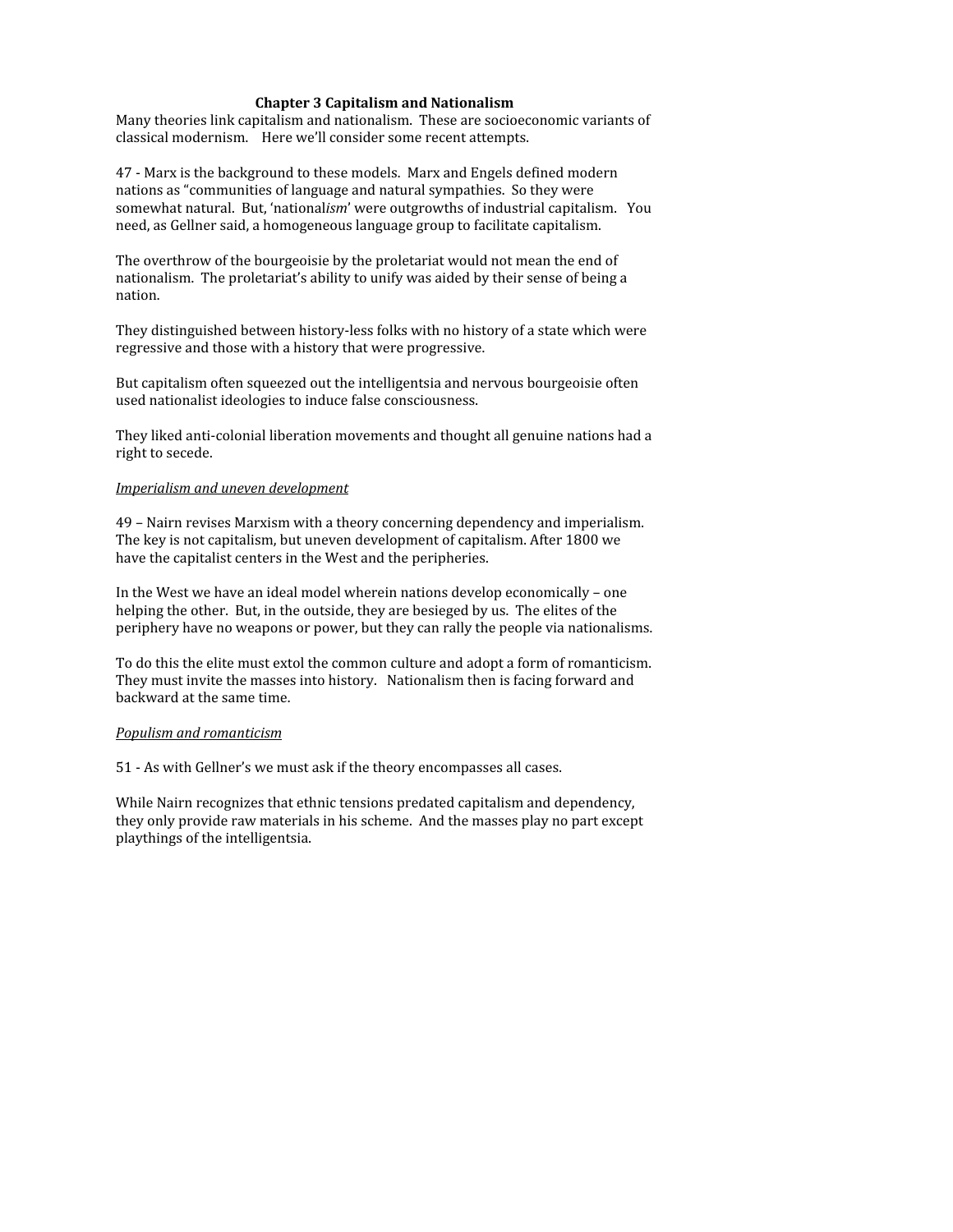## Chapter 3 Capitalism and Nationalism

Many theories link capitalism and nationalism. These are socioeconomic variants of classical modernism. Here we'll consider some recent attempts.

47 - Marx is the background to these models. Marx and Engels defined modern nations as "communities of language and natural sympathies. So they were somewhat natural. But, 'national*ism*' were outgrowths of industrial capitalism. You need, as Gellner said, a homogeneous language group to facilitate capitalism.

The overthrow of the bourgeoisie by the proletariat would not mean the end of nationalism. The proletariat's ability to unify was aided by their sense of being a nation.

They distinguished between history-less folks with no history of a state which were regressive and those with a history that were progressive.

But capitalism often squeezed out the intelligentsia and nervous bourgeoisie often used nationalist ideologies to induce false consciousness.

They liked anti-colonial liberation movements and thought all genuine nations had a right to secede.

*Imperialism and uneven development*

49 – Nairn revises Marxism with a theory concerning dependency and imperialism. The key is not capitalism, but uneven development of capitalism. After 1800 we have the capitalist centers in the West and the peripheries.

In the West we have an ideal model wherein nations develop economically – one helping the other. But, in the outside, they are besieged by us. The elites of the periphery have no weapons or power, but they can rally the people via nationalisms.

To do this the elite must extol the common culture and adopt a form of romanticism. They must invite the masses into history. Nationalism then is facing forward and backward at the same time.

*Populism and romanticism*

51 - As with Gellner's we must ask if the theory encompasses all cases.

While Nairn recognizes that ethnic tensions predated capitalism and dependency, they only provide raw materials in his scheme. And the masses play no part except playthings of the intelligentsia.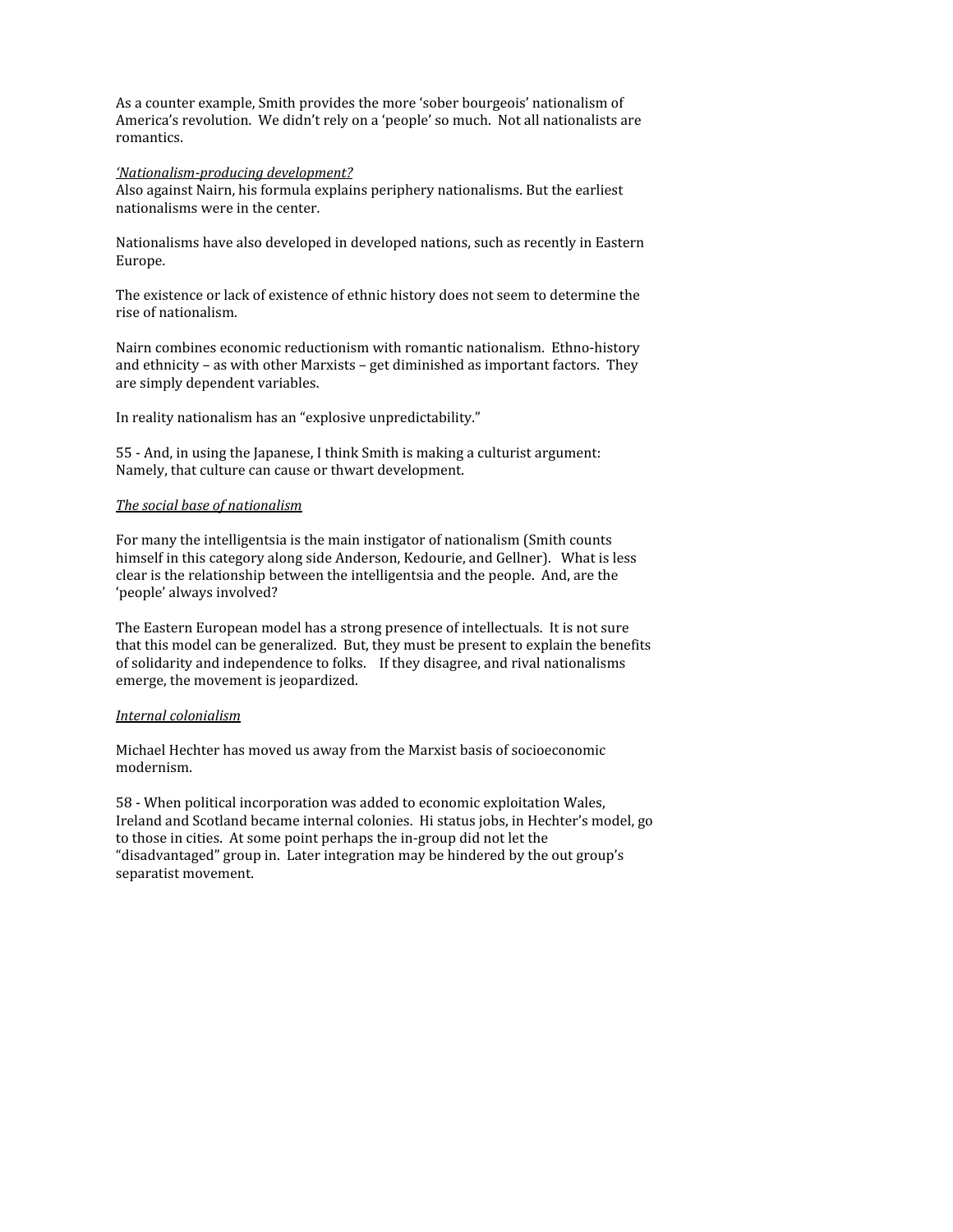As a counter example, Smith provides the more 'sober bourgeois' nationalism of America's revolution. We didn't rely on a 'people' so much. Not all nationalists are romantics.

*'Nationalism-producing development?*

Also against Nairn, his formula explains periphery nationalisms. But the earliest nationalisms were in the center.

Nationalisms have also developed in developed nations, such as recently in Eastern Europe.

The existence or lack of existence of ethnic history does not seem to determine the rise of nationalism.

Nairn combines economic reductionism with romantic nationalism. Ethno-history and ethnicity – as with other Marxists – get diminished as important factors. They are simply dependent variables.

In reality nationalism has an "explosive unpredictability."

55 - And, in using the Japanese, I think Smith is making a culturist argument: Namely, that culture can cause or thwart development.

*The social base of nationalism*

For many the intelligentsia is the main instigator of nationalism (Smith counts himself in this category along side Anderson, Kedourie, and Gellner). What is less clear is the relationship between the intelligentsia and the people. And, are the 'people' always involved?

The Eastern European model has a strong presence of intellectuals. It is not sure that this model can be generalized. But, they must be present to explain the benefits of solidarity and independence to folks. If they disagree, and rival nationalisms emerge, the movement is jeopardized.

*Internal colonialism*

Michael Hechter has moved us away from the Marxist basis of socioeconomic modernism.

58 - When political incorporation was added to economic exploitation Wales, Ireland and Scotland became internal colonies. Hi status jobs, in Hechter's model, go to those in cities. At some point perhaps the in-group did not let the "disadvantaged" group in. Later integration may be hindered by the out group's separatist movement.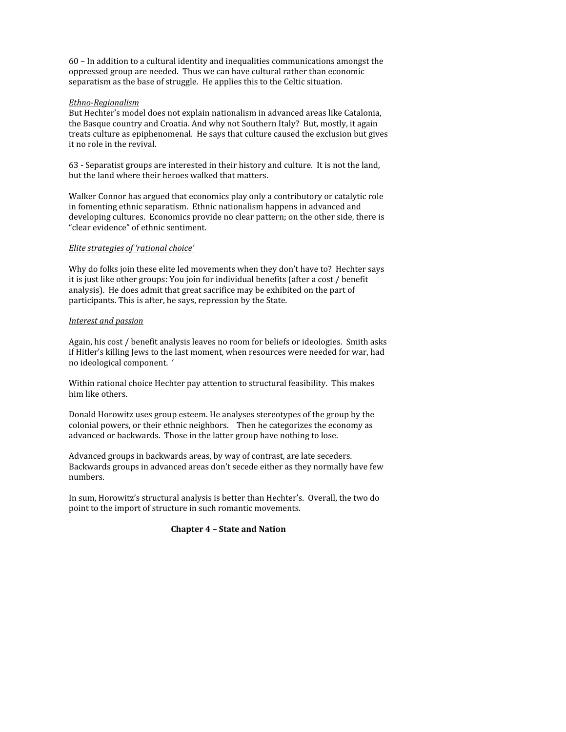60 – In addition to a cultural identity and inequalities communications amongst the oppressed group are needed. Thus we can have cultural rather than economic separatism as the base of struggle. He applies this to the Celtic situation.

*Ethno-Regionalism*

But Hechter's model does not explain nationalism in advanced areas like Catalonia, the Basque country and Croatia. And why not Southern Italy? But, mostly, it again treats culture as epiphenomenal. He says that culture caused the exclusion but gives it no role in the revival.

63 - Separatist groups are interested in their history and culture. It is not the land, but the land where their heroes walked that matters.

Walker Connor has argued that economics play only a contributory or catalytic role in fomenting ethnic separatism. Ethnic nationalism happens in advanced and developing cultures. Economics provide no clear pattern; on the other side, there is "clear evidence" of ethnic sentiment.

*Elite strategies of 'rational choice'*

Why do folks join these elite led movements when they don't have to? Hechter says it is just like other groups: You join for individual benefits (after a cost / benefit analysis). He does admit that great sacrifice may be exhibited on the part of participants. This is after, he says, repression by the State.

*Interest and passion*

Again, his cost / benefit analysis leaves no room for beliefs or ideologies. Smith asks if Hitler's killing Jews to the last moment, when resources were needed for war, had no ideological component. '

Within rational choice Hechter pay attention to structural feasibility. This makes him like others.

Donald Horowitz uses group esteem. He analyses stereotypes of the group by the colonial powers, or their ethnic neighbors. Then he categorizes the economy as advanced or backwards. Those in the latter group have nothing to lose.

Advanced groups in backwards areas, by way of contrast, are late seceders. Backwards groups in advanced areas don't secede either as they normally have few numbers.

In sum, Horowitz's structural analysis is better than Hechter's. Overall, the two do point to the import of structure in such romantic movements.

## Chapter 4 – State and Nation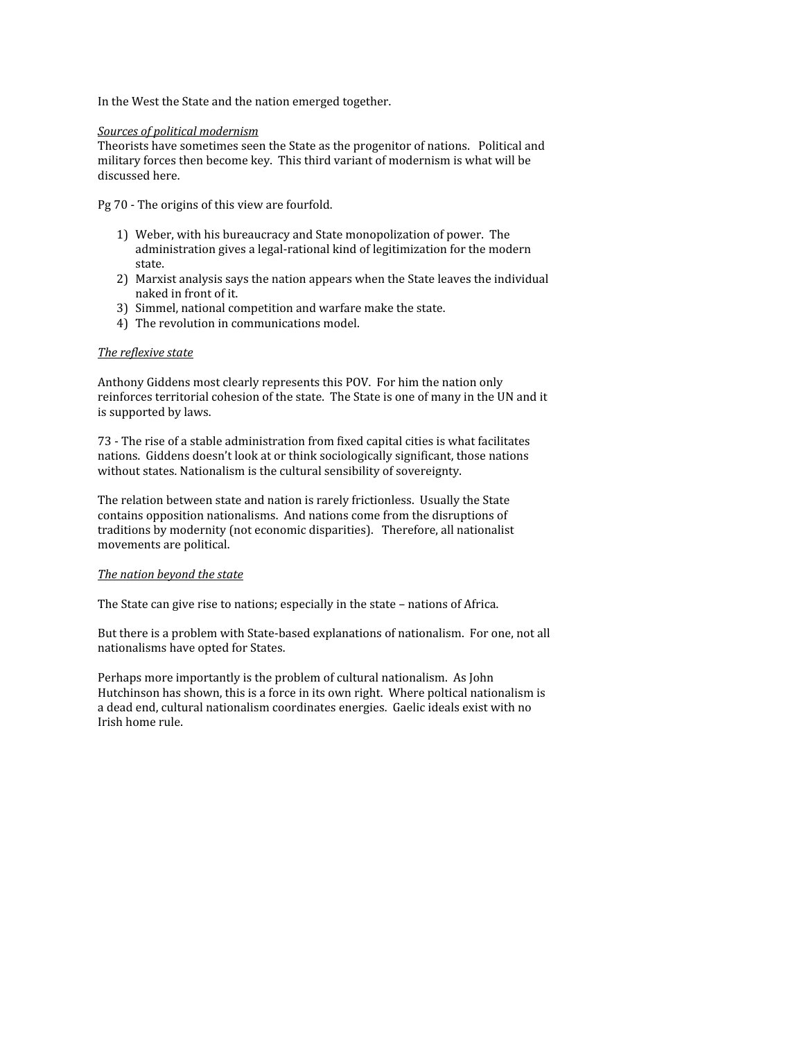In the West the State and the nation emerged together.

_Sources of political modernism_
Theorists have sometimes seen the State as the progenitor of nations. Political and military forces then become key. This third variant of modernism is what will be discussed here.

Pg 70 - The origins of this view are fourfold.

1) Weber, with his bureaucracy and State monopolization of power. The administration gives a legal-rational kind of legitimization for the modern state.
2) Marxist analysis says the nation appears when the State leaves the individual naked in front of it.
3) Simmel, national competition and warfare make the state.
4) The revolution in communications model.

_The reflexive state_

Anthony Giddens most clearly represents this POV. For him the nation only reinforces territorial cohesion of the state. The State is one of many in the UN and it is supported by laws.

73 - The rise of a stable administration from fixed capital cities is what facilitates nations. Giddens doesn't look at or think sociologically significant, those nations without states. Nationalism is the cultural sensibility of sovereignty.

The relation between state and nation is rarely frictionless. Usually the State contains opposition nationalisms. And nations come from the disruptions of traditions by modernity (not economic disparities). Therefore, all nationalist movements are political.

_The nation beyond the state_

The State can give rise to nations; especially in the state – nations of Africa.

But there is a problem with State-based explanations of nationalism. For one, not all nationalisms have opted for States.

Perhaps more importantly is the problem of cultural nationalism. As John Hutchinson has shown, this is a force in its own right. Where poltical nationalism is a dead end, cultural nationalism coordinates energies. Gaelic ideals exist with no Irish home rule.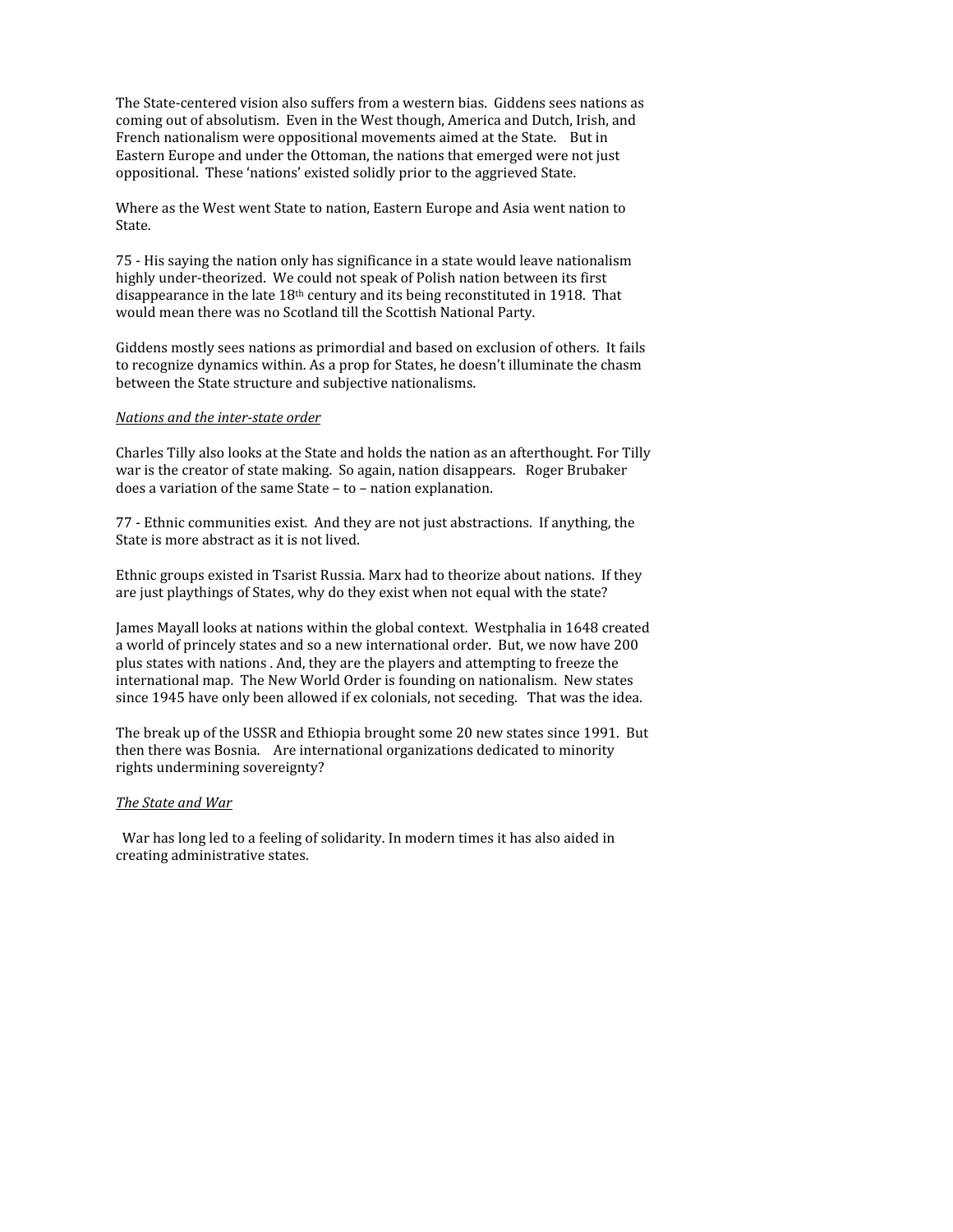The State-centered vision also suffers from a western bias. Giddens sees nations as coming out of absolutism. Even in the West though, America and Dutch, Irish, and French nationalism were oppositional movements aimed at the State. But in Eastern Europe and under the Ottoman, the nations that emerged were not just oppositional. These 'nations' existed solidly prior to the aggrieved State.

Where as the West went State to nation, Eastern Europe and Asia went nation to State.

75 - His saying the nation only has significance in a state would leave nationalism highly under-theorized. We could not speak of Polish nation between its first disappearance in the late 18th century and its being reconstituted in 1918. That would mean there was no Scotland till the Scottish National Party.

Giddens mostly sees nations as primordial and based on exclusion of others. It fails to recognize dynamics within. As a prop for States, he doesn't illuminate the chasm between the State structure and subjective nationalisms.

*Nations and the inter-state order*

Charles Tilly also looks at the State and holds the nation as an afterthought. For Tilly war is the creator of state making. So again, nation disappears. Roger Brubaker does a variation of the same State – to – nation explanation.

77 - Ethnic communities exist. And they are not just abstractions. If anything, the State is more abstract as it is not lived.

Ethnic groups existed in Tsarist Russia. Marx had to theorize about nations. If they are just playthings of States, why do they exist when not equal with the state?

James Mayall looks at nations within the global context. Westphalia in 1648 created a world of princely states and so a new international order. But, we now have 200 plus states with nations . And, they are the players and attempting to freeze the international map. The New World Order is founding on nationalism. New states since 1945 have only been allowed if ex colonials, not seceding. That was the idea.

The break up of the USSR and Ethiopia brought some 20 new states since 1991. But then there was Bosnia. Are international organizations dedicated to minority rights undermining sovereignty?

*The State and War*

War has long led to a feeling of solidarity. In modern times it has also aided in creating administrative states.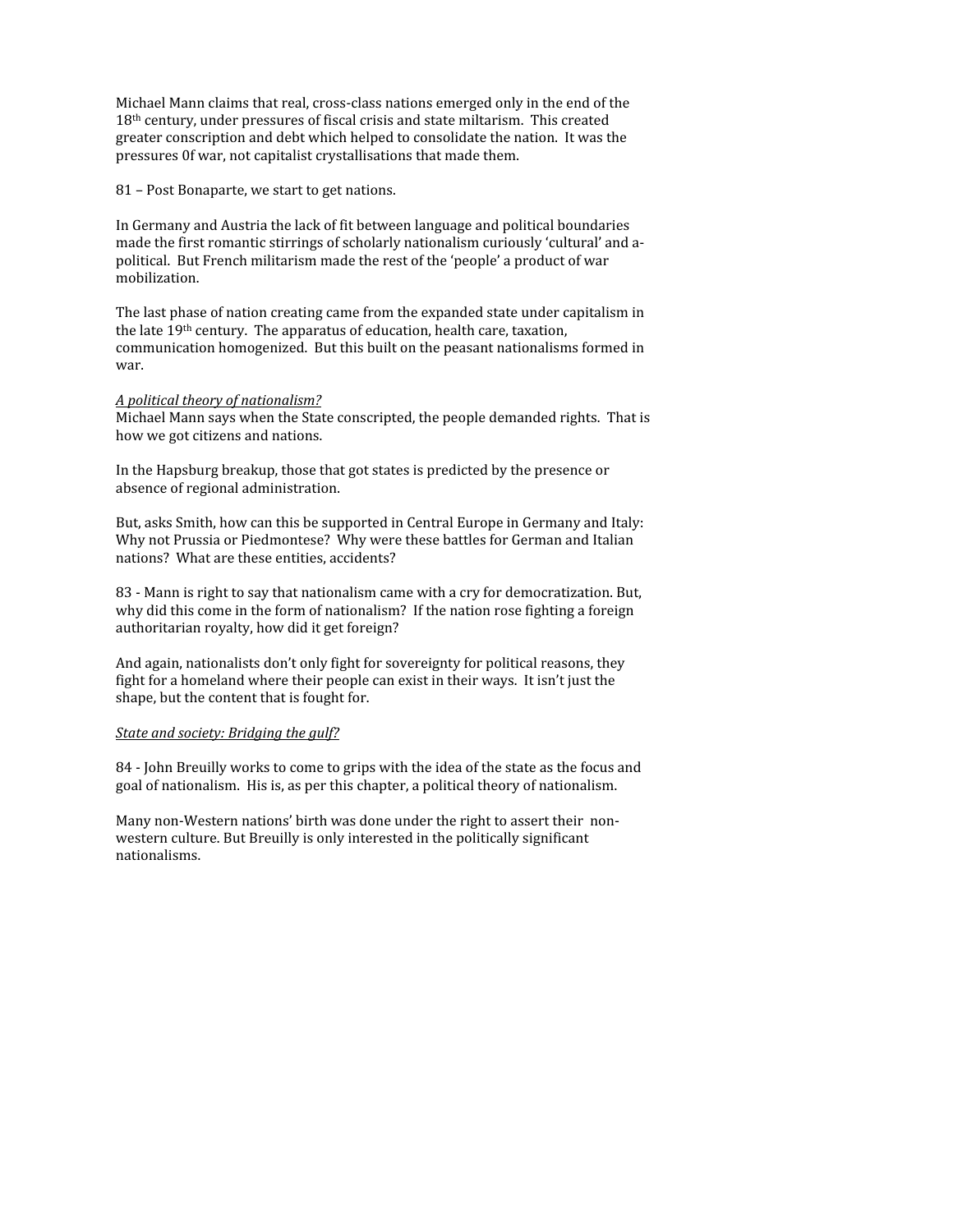Michael Mann claims that real, cross-class nations emerged only in the end of the 18th century, under pressures of fiscal crisis and state miltarism. This created greater conscription and debt which helped to consolidate the nation. It was the pressures 0f war, not capitalist crystallisations that made them.

81 – Post Bonaparte, we start to get nations.

In Germany and Austria the lack of fit between language and political boundaries made the first romantic stirrings of scholarly nationalism curiously 'cultural' and a-political. But French militarism made the rest of the 'people' a product of war mobilization.

The last phase of nation creating came from the expanded state under capitalism in the late 19th century. The apparatus of education, health care, taxation, communication homogenized. But this built on the peasant nationalisms formed in war.

*A political theory of nationalism?*

Michael Mann says when the State conscripted, the people demanded rights. That is how we got citizens and nations.

In the Hapsburg breakup, those that got states is predicted by the presence or absence of regional administration.

But, asks Smith, how can this be supported in Central Europe in Germany and Italy: Why not Prussia or Piedmontese? Why were these battles for German and Italian nations? What are these entities, accidents?

83 - Mann is right to say that nationalism came with a cry for democratization. But, why did this come in the form of nationalism? If the nation rose fighting a foreign authoritarian royalty, how did it get foreign?

And again, nationalists don't only fight for sovereignty for political reasons, they fight for a homeland where their people can exist in their ways. It isn't just the shape, but the content that is fought for.

*State and society: Bridging the gulf?*

84 - John Breuilly works to come to grips with the idea of the state as the focus and goal of nationalism. His is, as per this chapter, a political theory of nationalism.

Many non-Western nations' birth was done under the right to assert their non-western culture. But Breuilly is only interested in the politically significant nationalisms.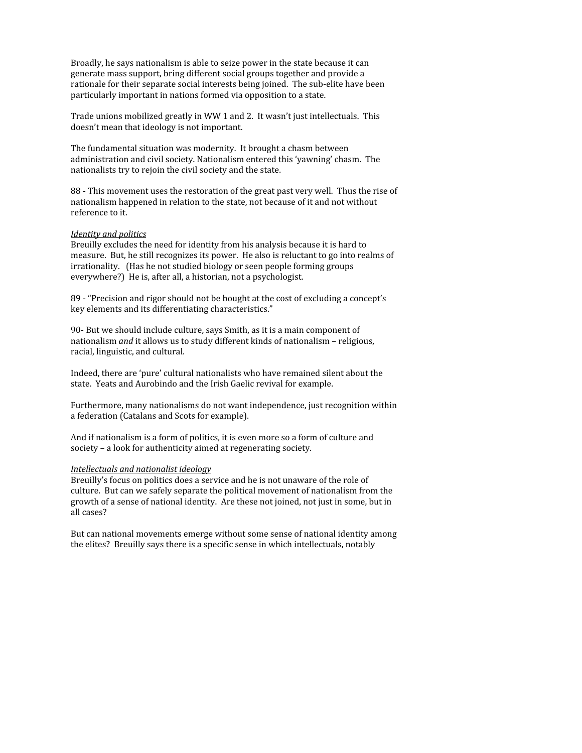Broadly, he says nationalism is able to seize power in the state because it can generate mass support, bring different social groups together and provide a rationale for their separate social interests being joined. The sub-elite have been particularly important in nations formed via opposition to a state.

Trade unions mobilized greatly in WW 1 and 2. It wasn't just intellectuals. This doesn't mean that ideology is not important.

The fundamental situation was modernity. It brought a chasm between administration and civil society. Nationalism entered this 'yawning' chasm. The nationalists try to rejoin the civil society and the state.

88 - This movement uses the restoration of the great past very well. Thus the rise of nationalism happened in relation to the state, not because of it and not without reference to it.

<u>*Identity and politics*</u>
Breuilly excludes the need for identity from his analysis because it is hard to measure. But, he still recognizes its power. He also is reluctant to go into realms of irrationality. (Has he not studied biology or seen people forming groups everywhere?) He is, after all, a historian, not a psychologist.

89 - "Precision and rigor should not be bought at the cost of excluding a concept's key elements and its differentiating characteristics."

90- But we should include culture, says Smith, as it is a main component of nationalism *and* it allows us to study different kinds of nationalism – religious, racial, linguistic, and cultural.

Indeed, there are 'pure' cultural nationalists who have remained silent about the state. Yeats and Aurobindo and the Irish Gaelic revival for example.

Furthermore, many nationalisms do not want independence, just recognition within a federation (Catalans and Scots for example).

And if nationalism is a form of politics, it is even more so a form of culture and society – a look for authenticity aimed at regenerating society.

<u>*Intellectuals and nationalist ideology*</u>
Breuilly's focus on politics does a service and he is not unaware of the role of culture. But can we safely separate the political movement of nationalism from the growth of a sense of national identity. Are these not joined, not just in some, but in all cases?

But can national movements emerge without some sense of national identity among the elites? Breuilly says there is a specific sense in which intellectuals, notably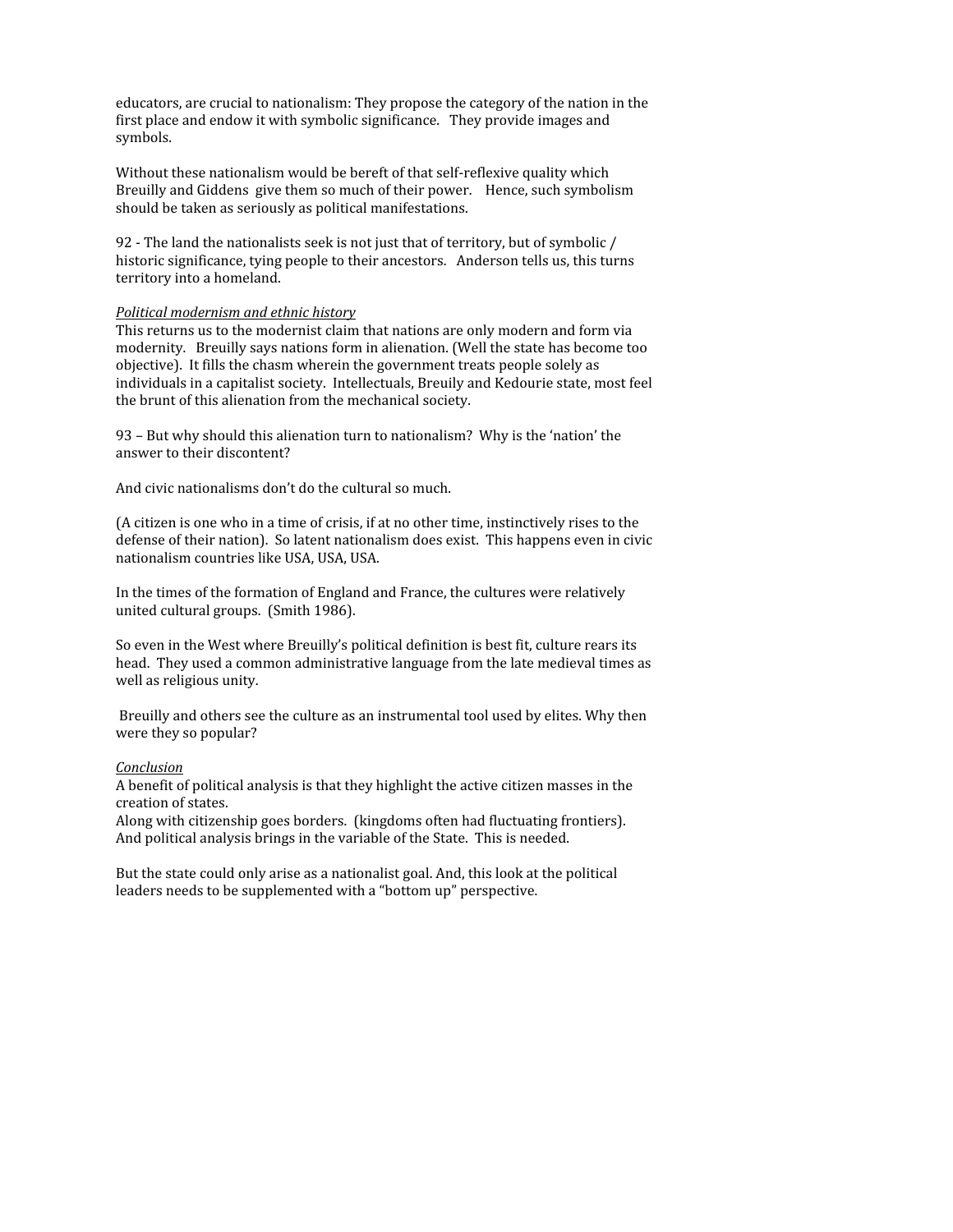educators, are crucial to nationalism: They propose the category of the nation in the first place and endow it with symbolic significance. They provide images and symbols.

Without these nationalism would be bereft of that self-reflexive quality which Breuilly and Giddens give them so much of their power. Hence, such symbolism should be taken as seriously as political manifestations.

92 - The land the nationalists seek is not just that of territory, but of symbolic / historic significance, tying people to their ancestors. Anderson tells us, this turns territory into a homeland.

*Political modernism and ethnic history*

This returns us to the modernist claim that nations are only modern and form via modernity. Breuilly says nations form in alienation. (Well the state has become too objective). It fills the chasm wherein the government treats people solely as individuals in a capitalist society. Intellectuals, Breuily and Kedourie state, most feel the brunt of this alienation from the mechanical society.

93 – But why should this alienation turn to nationalism? Why is the 'nation' the answer to their discontent?

And civic nationalisms don't do the cultural so much.

(A citizen is one who in a time of crisis, if at no other time, instinctively rises to the defense of their nation). So latent nationalism does exist. This happens even in civic nationalism countries like USA, USA, USA.

In the times of the formation of England and France, the cultures were relatively united cultural groups. (Smith 1986).

So even in the West where Breuilly's political definition is best fit, culture rears its head. They used a common administrative language from the late medieval times as well as religious unity.

Breuilly and others see the culture as an instrumental tool used by elites. Why then were they so popular?

*Conclusion*

A benefit of political analysis is that they highlight the active citizen masses in the creation of states.
Along with citizenship goes borders. (kingdoms often had fluctuating frontiers). And political analysis brings in the variable of the State. This is needed.

But the state could only arise as a nationalist goal. And, this look at the political leaders needs to be supplemented with a "bottom up" perspective.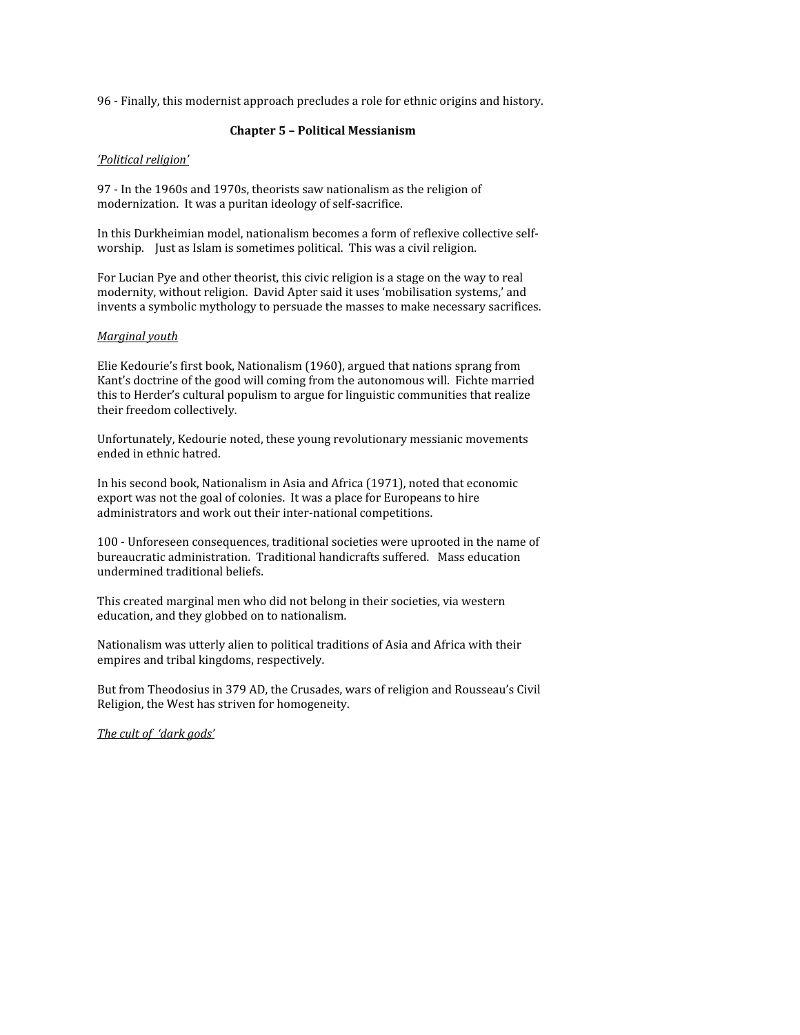96 - Finally, this modernist approach precludes a role for ethnic origins and history.

## Chapter 5 – Political Messianism

*'Political religion'*

97 - In the 1960s and 1970s, theorists saw nationalism as the religion of modernization. It was a puritan ideology of self-sacrifice.

In this Durkheimian model, nationalism becomes a form of reflexive collective self-worship. Just as Islam is sometimes political. This was a civil religion.

For Lucian Pye and other theorist, this civic religion is a stage on the way to real modernity, without religion. David Apter said it uses 'mobilisation systems,' and invents a symbolic mythology to persuade the masses to make necessary sacrifices.

*Marginal youth*

Elie Kedourie's first book, Nationalism (1960), argued that nations sprang from Kant's doctrine of the good will coming from the autonomous will. Fichte married this to Herder's cultural populism to argue for linguistic communities that realize their freedom collectively.

Unfortunately, Kedourie noted, these young revolutionary messianic movements ended in ethnic hatred.

In his second book, Nationalism in Asia and Africa (1971), noted that economic export was not the goal of colonies. It was a place for Europeans to hire administrators and work out their inter-national competitions.

100 - Unforeseen consequences, traditional societies were uprooted in the name of bureaucratic administration. Traditional handicrafts suffered. Mass education undermined traditional beliefs.

This created marginal men who did not belong in their societies, via western education, and they globbed on to nationalism.

Nationalism was utterly alien to political traditions of Asia and Africa with their empires and tribal kingdoms, respectively.

But from Theodosius in 379 AD, the Crusades, wars of religion and Rousseau's Civil Religion, the West has striven for homogeneity.

*The cult of 'dark gods'*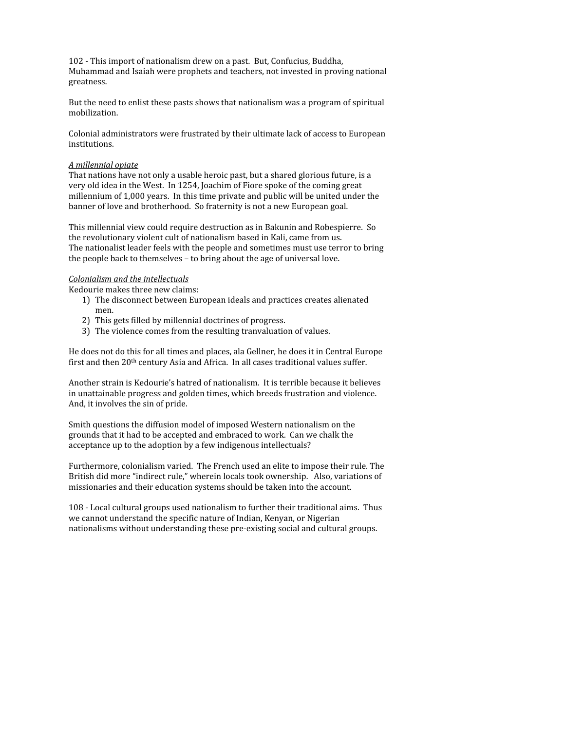102 - This import of nationalism drew on a past. But, Confucius, Buddha, Muhammad and Isaiah were prophets and teachers, not invested in proving national greatness.

But the need to enlist these pasts shows that nationalism was a program of spiritual mobilization.

Colonial administrators were frustrated by their ultimate lack of access to European institutions.

*A millennial opiate*

That nations have not only a usable heroic past, but a shared glorious future, is a very old idea in the West. In 1254, Joachim of Fiore spoke of the coming great millennium of 1,000 years. In this time private and public will be united under the banner of love and brotherhood. So fraternity is not a new European goal.

This millennial view could require destruction as in Bakunin and Robespierre. So the revolutionary violent cult of nationalism based in Kali, came from us.
The nationalist leader feels with the people and sometimes must use terror to bring the people back to themselves – to bring about the age of universal love.

*Colonialism and the intellectuals*

Kedourie makes three new claims:

1) The disconnect between European ideals and practices creates alienated men.
2) This gets filled by millennial doctrines of progress.
3) The violence comes from the resulting tranvaluation of values.

He does not do this for all times and places, ala Gellner, he does it in Central Europe first and then 20th century Asia and Africa. In all cases traditional values suffer.

Another strain is Kedourie's hatred of nationalism. It is terrible because it believes in unattainable progress and golden times, which breeds frustration and violence. And, it involves the sin of pride.

Smith questions the diffusion model of imposed Western nationalism on the grounds that it had to be accepted and embraced to work. Can we chalk the acceptance up to the adoption by a few indigenous intellectuals?

Furthermore, colonialism varied. The French used an elite to impose their rule. The British did more "indirect rule," wherein locals took ownership. Also, variations of missionaries and their education systems should be taken into the account.

108 - Local cultural groups used nationalism to further their traditional aims. Thus we cannot understand the specific nature of Indian, Kenyan, or Nigerian nationalisms without understanding these pre-existing social and cultural groups.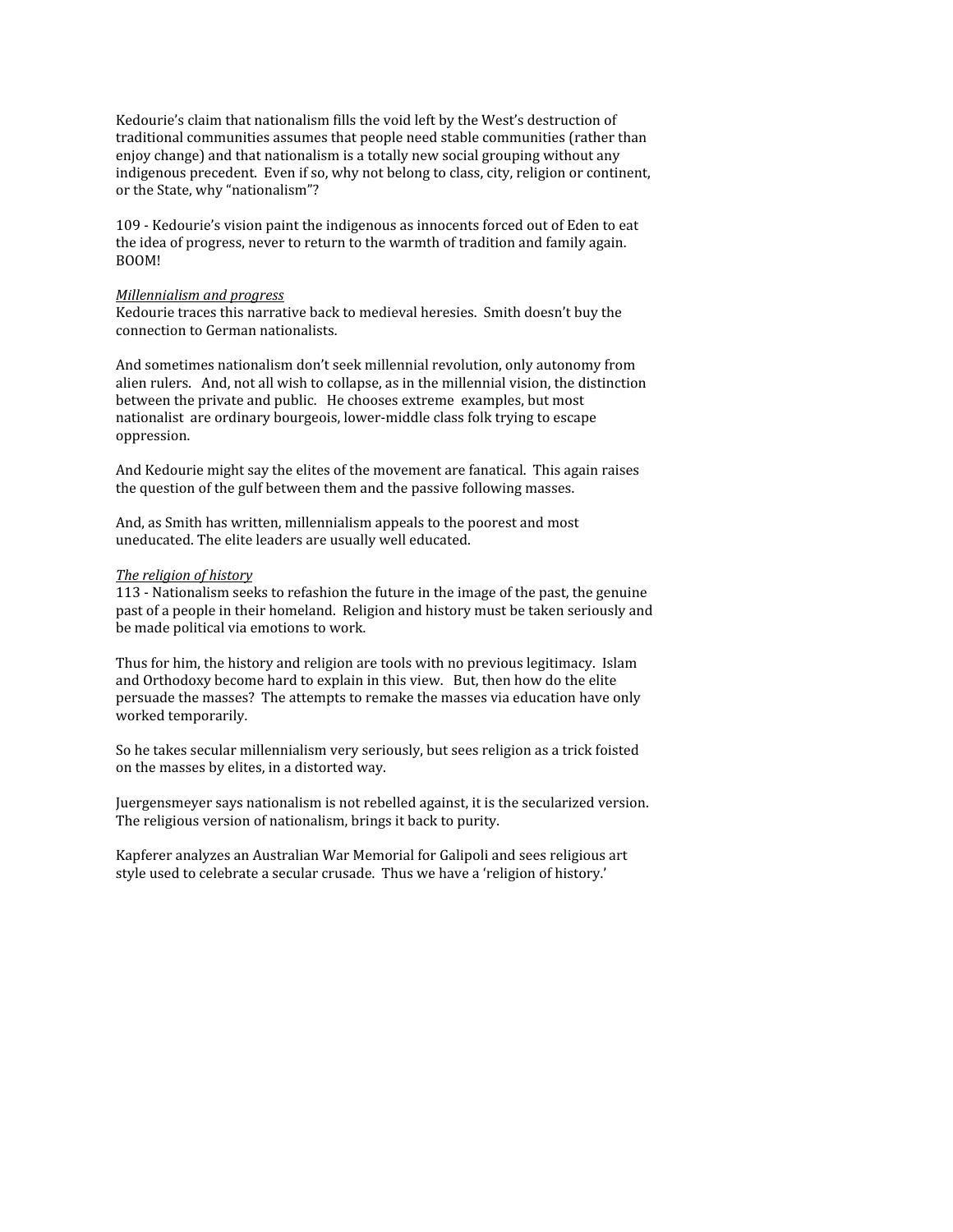Kedourie's claim that nationalism fills the void left by the West's destruction of traditional communities assumes that people need stable communities (rather than enjoy change) and that nationalism is a totally new social grouping without any indigenous precedent. Even if so, why not belong to class, city, religion or continent, or the State, why "nationalism"?

109 - Kedourie's vision paint the indigenous as innocents forced out of Eden to eat the idea of progress, never to return to the warmth of tradition and family again. BOOM!

*Millennialism and progress*
Kedourie traces this narrative back to medieval heresies. Smith doesn't buy the connection to German nationalists.

And sometimes nationalism don't seek millennial revolution, only autonomy from alien rulers. And, not all wish to collapse, as in the millennial vision, the distinction between the private and public. He chooses extreme examples, but most nationalist are ordinary bourgeois, lower-middle class folk trying to escape oppression.

And Kedourie might say the elites of the movement are fanatical. This again raises the question of the gulf between them and the passive following masses.

And, as Smith has written, millennialism appeals to the poorest and most uneducated. The elite leaders are usually well educated.

*The religion of history*
113 - Nationalism seeks to refashion the future in the image of the past, the genuine past of a people in their homeland. Religion and history must be taken seriously and be made political via emotions to work.

Thus for him, the history and religion are tools with no previous legitimacy. Islam and Orthodoxy become hard to explain in this view. But, then how do the elite persuade the masses? The attempts to remake the masses via education have only worked temporarily.

So he takes secular millennialism very seriously, but sees religion as a trick foisted on the masses by elites, in a distorted way.

Juergensmeyer says nationalism is not rebelled against, it is the secularized version. The religious version of nationalism, brings it back to purity.

Kapferer analyzes an Australian War Memorial for Galipoli and sees religious art style used to celebrate a secular crusade. Thus we have a 'religion of history.'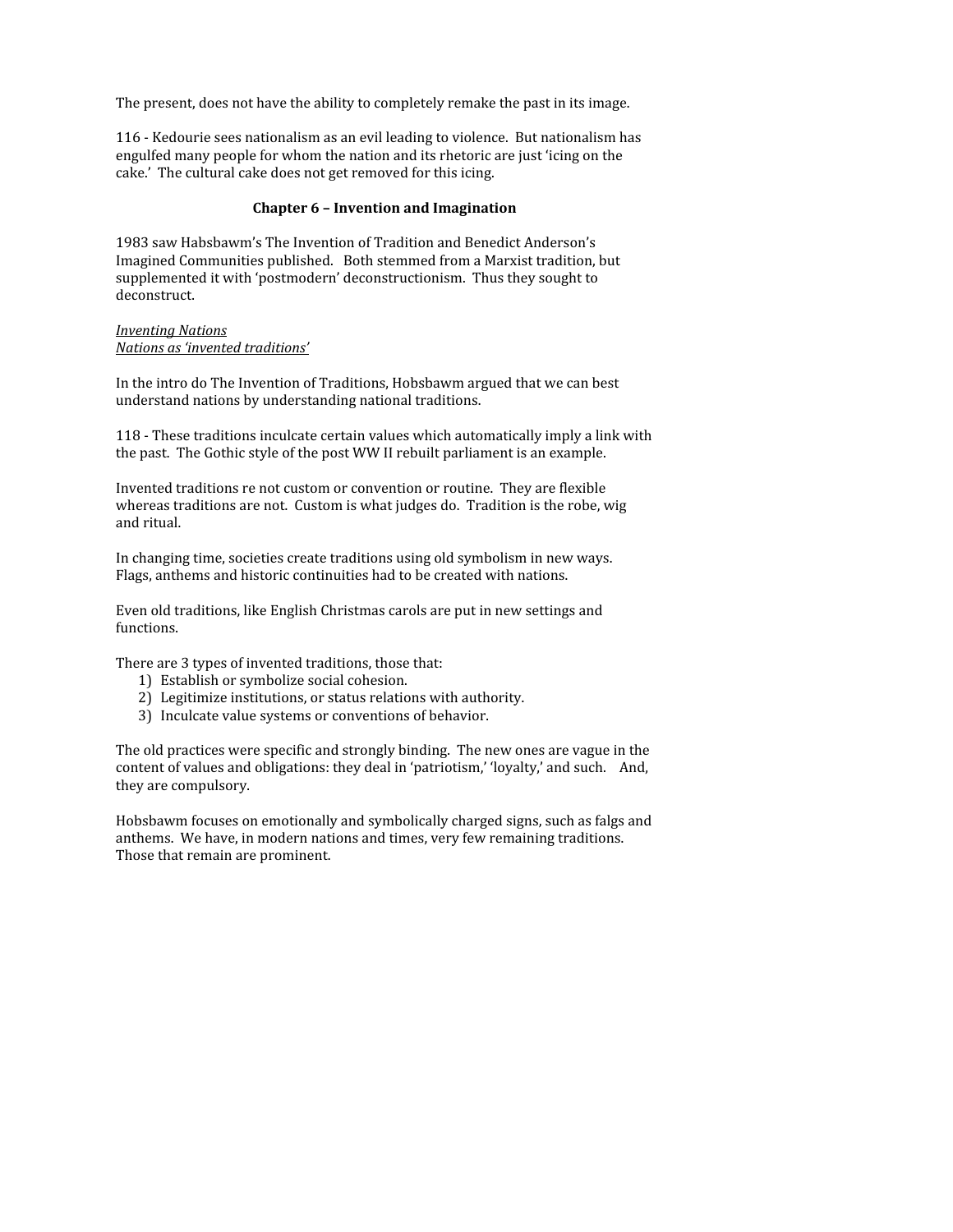The present, does not have the ability to completely remake the past in its image.

116 - Kedourie sees nationalism as an evil leading to violence. But nationalism has engulfed many people for whom the nation and its rhetoric are just 'icing on the cake.' The cultural cake does not get removed for this icing.

## Chapter 6 – Invention and Imagination

1983 saw Habsbawm's The Invention of Tradition and Benedict Anderson's Imagined Communities published. Both stemmed from a Marxist tradition, but supplemented it with 'postmodern' deconstructionism. Thus they sought to deconstruct.

<u>*Inventing Nations*</u>
<u>*Nations as 'invented traditions'*</u>

In the intro do The Invention of Traditions, Hobsbawm argued that we can best understand nations by understanding national traditions.

118 - These traditions inculcate certain values which automatically imply a link with the past. The Gothic style of the post WW II rebuilt parliament is an example.

Invented traditions re not custom or convention or routine. They are flexible whereas traditions are not. Custom is what judges do. Tradition is the robe, wig and ritual.

In changing time, societies create traditions using old symbolism in new ways. Flags, anthems and historic continuities had to be created with nations.

Even old traditions, like English Christmas carols are put in new settings and functions.

There are 3 types of invented traditions, those that:

1) Establish or symbolize social cohesion.
2) Legitimize institutions, or status relations with authority.
3) Inculcate value systems or conventions of behavior.

The old practices were specific and strongly binding. The new ones are vague in the content of values and obligations: they deal in 'patriotism,' 'loyalty,' and such. And, they are compulsory.

Hobsbawm focuses on emotionally and symbolically charged signs, such as falgs and anthems. We have, in modern nations and times, very few remaining traditions. Those that remain are prominent.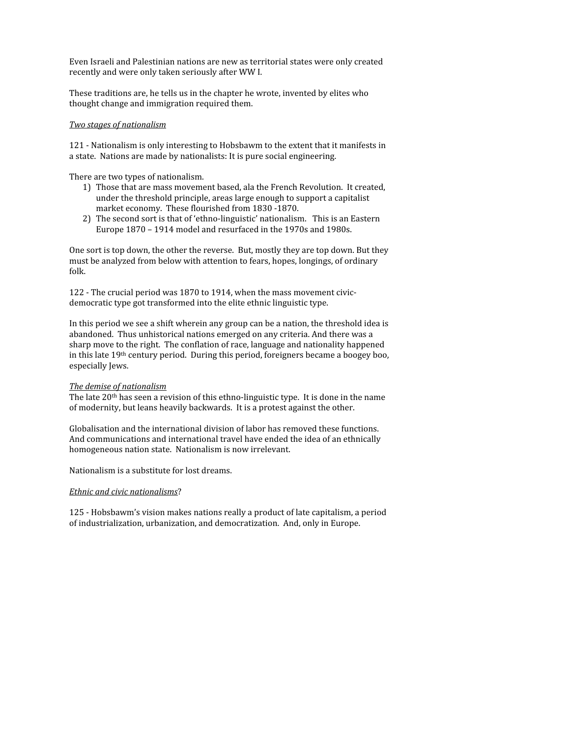Even Israeli and Palestinian nations are new as territorial states were only created recently and were only taken seriously after WW I.

These traditions are, he tells us in the chapter he wrote, invented by elites who thought change and immigration required them.

*Two stages of nationalism*

121 - Nationalism is only interesting to Hobsbawm to the extent that it manifests in a state. Nations are made by nationalists: It is pure social engineering.

There are two types of nationalism.

1) Those that are mass movement based, ala the French Revolution. It created, under the threshold principle, areas large enough to support a capitalist market economy. These flourished from 1830 -1870.
2) The second sort is that of 'ethno-linguistic' nationalism. This is an Eastern Europe 1870 – 1914 model and resurfaced in the 1970s and 1980s.

One sort is top down, the other the reverse. But, mostly they are top down. But they must be analyzed from below with attention to fears, hopes, longings, of ordinary folk.

122 - The crucial period was 1870 to 1914, when the mass movement civic-democratic type got transformed into the elite ethnic linguistic type.

In this period we see a shift wherein any group can be a nation, the threshold idea is abandoned. Thus unhistorical nations emerged on any criteria. And there was a sharp move to the right. The conflation of race, language and nationality happened in this late 19th century period. During this period, foreigners became a boogey boo, especially Jews.

*The demise of nationalism*

The late 20th has seen a revision of this ethno-linguistic type. It is done in the name of modernity, but leans heavily backwards. It is a protest against the other.

Globalisation and the international division of labor has removed these functions. And communications and international travel have ended the idea of an ethnically homogeneous nation state. Nationalism is now irrelevant.

Nationalism is a substitute for lost dreams.

*Ethnic and civic nationalisms*?

125 - Hobsbawm's vision makes nations really a product of late capitalism, a period of industrialization, urbanization, and democratization. And, only in Europe.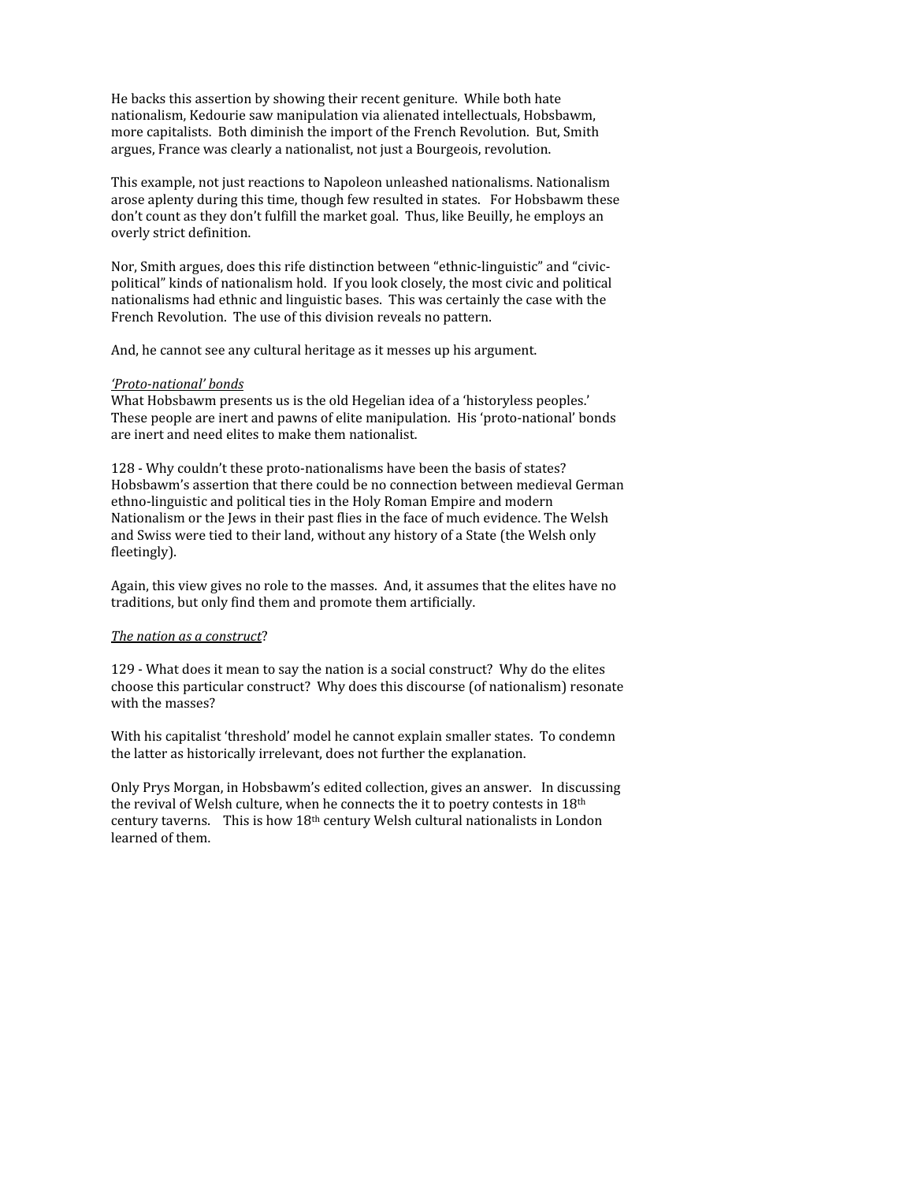He backs this assertion by showing their recent geniture. While both hate nationalism, Kedourie saw manipulation via alienated intellectuals, Hobsbawm, more capitalists. Both diminish the import of the French Revolution. But, Smith argues, France was clearly a nationalist, not just a Bourgeois, revolution.

This example, not just reactions to Napoleon unleashed nationalisms. Nationalism arose aplenty during this time, though few resulted in states. For Hobsbawm these don't count as they don't fulfill the market goal. Thus, like Beuilly, he employs an overly strict definition.

Nor, Smith argues, does this rife distinction between "ethnic-linguistic" and "civic-political" kinds of nationalism hold. If you look closely, the most civic and political nationalisms had ethnic and linguistic bases. This was certainly the case with the French Revolution. The use of this division reveals no pattern.

And, he cannot see any cultural heritage as it messes up his argument.

*'Proto-national' bonds*

What Hobsbawm presents us is the old Hegelian idea of a 'historyless peoples.' These people are inert and pawns of elite manipulation. His 'proto-national' bonds are inert and need elites to make them nationalist.

128 - Why couldn't these proto-nationalisms have been the basis of states? Hobsbawm's assertion that there could be no connection between medieval German ethno-linguistic and political ties in the Holy Roman Empire and modern Nationalism or the Jews in their past flies in the face of much evidence. The Welsh and Swiss were tied to their land, without any history of a State (the Welsh only fleetingly).

Again, this view gives no role to the masses. And, it assumes that the elites have no traditions, but only find them and promote them artificially.

*The nation as a construct*?

129 - What does it mean to say the nation is a social construct? Why do the elites choose this particular construct? Why does this discourse (of nationalism) resonate with the masses?

With his capitalist 'threshold' model he cannot explain smaller states. To condemn the latter as historically irrelevant, does not further the explanation.

Only Prys Morgan, in Hobsbawm's edited collection, gives an answer. In discussing the revival of Welsh culture, when he connects the it to poetry contests in 18th century taverns. This is how 18th century Welsh cultural nationalists in London learned of them.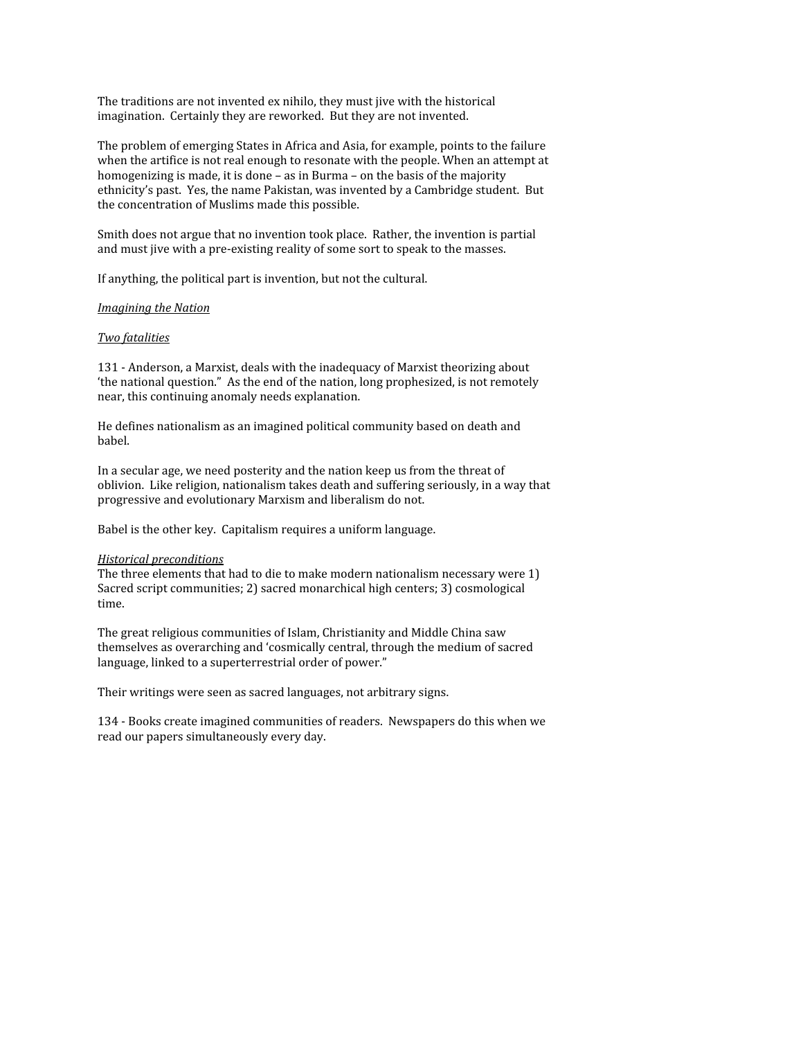The traditions are not invented ex nihilo, they must jive with the historical imagination. Certainly they are reworked. But they are not invented.

The problem of emerging States in Africa and Asia, for example, points to the failure when the artifice is not real enough to resonate with the people. When an attempt at homogenizing is made, it is done – as in Burma – on the basis of the majority ethnicity's past. Yes, the name Pakistan, was invented by a Cambridge student. But the concentration of Muslims made this possible.

Smith does not argue that no invention took place. Rather, the invention is partial and must jive with a pre-existing reality of some sort to speak to the masses.

If anything, the political part is invention, but not the cultural.

*Imagining the Nation*

*Two fatalities*

131 - Anderson, a Marxist, deals with the inadequacy of Marxist theorizing about 'the national question." As the end of the nation, long prophesized, is not remotely near, this continuing anomaly needs explanation.

He defines nationalism as an imagined political community based on death and babel.

In a secular age, we need posterity and the nation keep us from the threat of oblivion. Like religion, nationalism takes death and suffering seriously, in a way that progressive and evolutionary Marxism and liberalism do not.

Babel is the other key. Capitalism requires a uniform language.

*Historical preconditions*

The three elements that had to die to make modern nationalism necessary were 1) Sacred script communities; 2) sacred monarchical high centers; 3) cosmological time.

The great religious communities of Islam, Christianity and Middle China saw themselves as overarching and 'cosmically central, through the medium of sacred language, linked to a superterrestrial order of power."

Their writings were seen as sacred languages, not arbitrary signs.

134 - Books create imagined communities of readers. Newspapers do this when we read our papers simultaneously every day.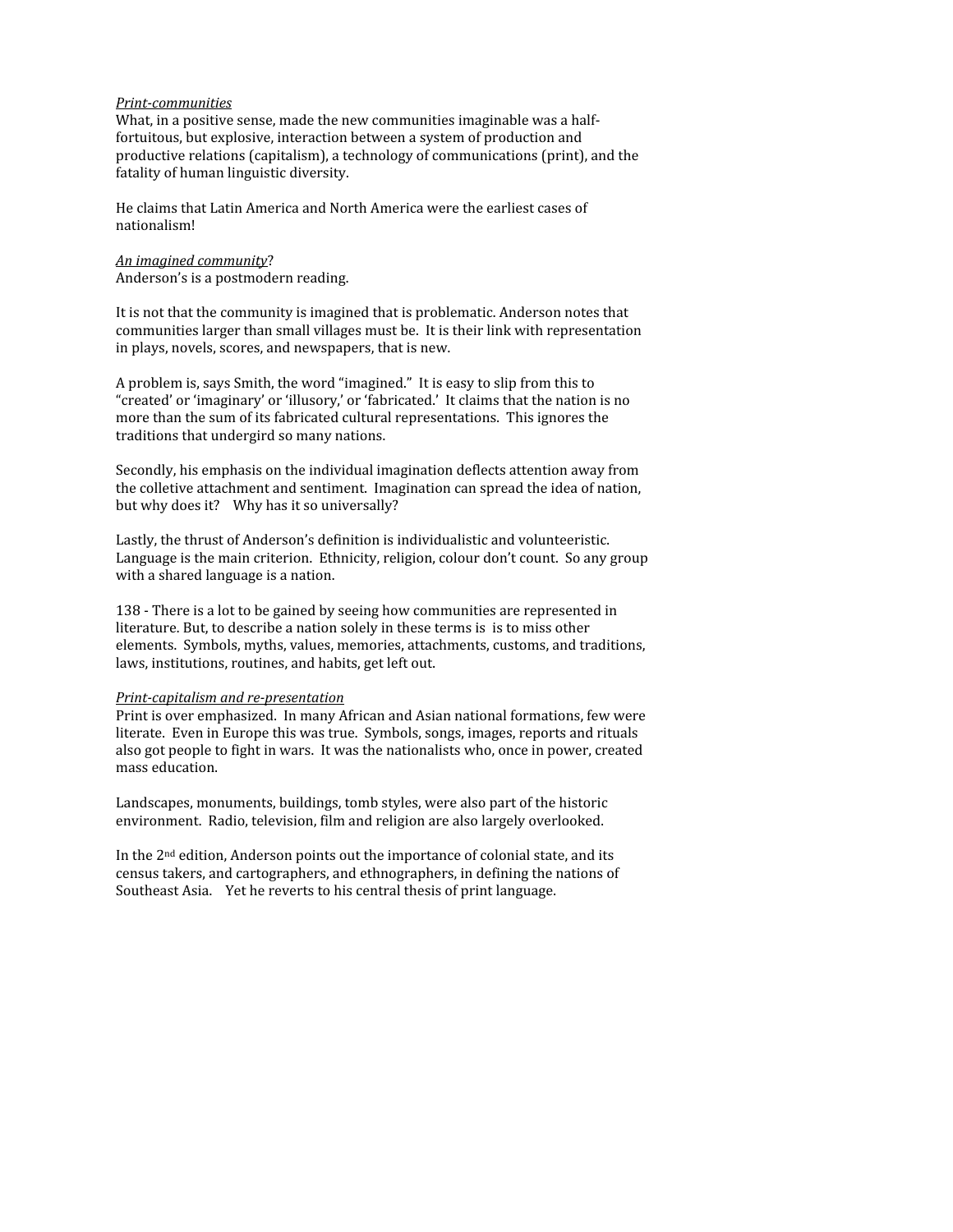*Print-communities*

What, in a positive sense, made the new communities imaginable was a half-fortuitous, but explosive, interaction between a system of production and productive relations (capitalism), a technology of communications (print), and the fatality of human linguistic diversity.

He claims that Latin America and North America were the earliest cases of nationalism!

*An imagined community*?

Anderson's is a postmodern reading.

It is not that the community is imagined that is problematic. Anderson notes that communities larger than small villages must be. It is their link with representation in plays, novels, scores, and newspapers, that is new.

A problem is, says Smith, the word "imagined." It is easy to slip from this to "created' or 'imaginary' or 'illusory,' or 'fabricated.' It claims that the nation is no more than the sum of its fabricated cultural representations. This ignores the traditions that undergird so many nations.

Secondly, his emphasis on the individual imagination deflects attention away from the colletive attachment and sentiment. Imagination can spread the idea of nation, but why does it? Why has it so universally?

Lastly, the thrust of Anderson's definition is individualistic and volunteeristic. Language is the main criterion. Ethnicity, religion, colour don't count. So any group with a shared language is a nation.

138 - There is a lot to be gained by seeing how communities are represented in literature. But, to describe a nation solely in these terms is is to miss other elements. Symbols, myths, values, memories, attachments, customs, and traditions, laws, institutions, routines, and habits, get left out.

*Print-capitalism and re-presentation*

Print is over emphasized. In many African and Asian national formations, few were literate. Even in Europe this was true. Symbols, songs, images, reports and rituals also got people to fight in wars. It was the nationalists who, once in power, created mass education.

Landscapes, monuments, buildings, tomb styles, were also part of the historic environment. Radio, television, film and religion are also largely overlooked.

In the 2nd edition, Anderson points out the importance of colonial state, and its census takers, and cartographers, and ethnographers, in defining the nations of Southeast Asia. Yet he reverts to his central thesis of print language.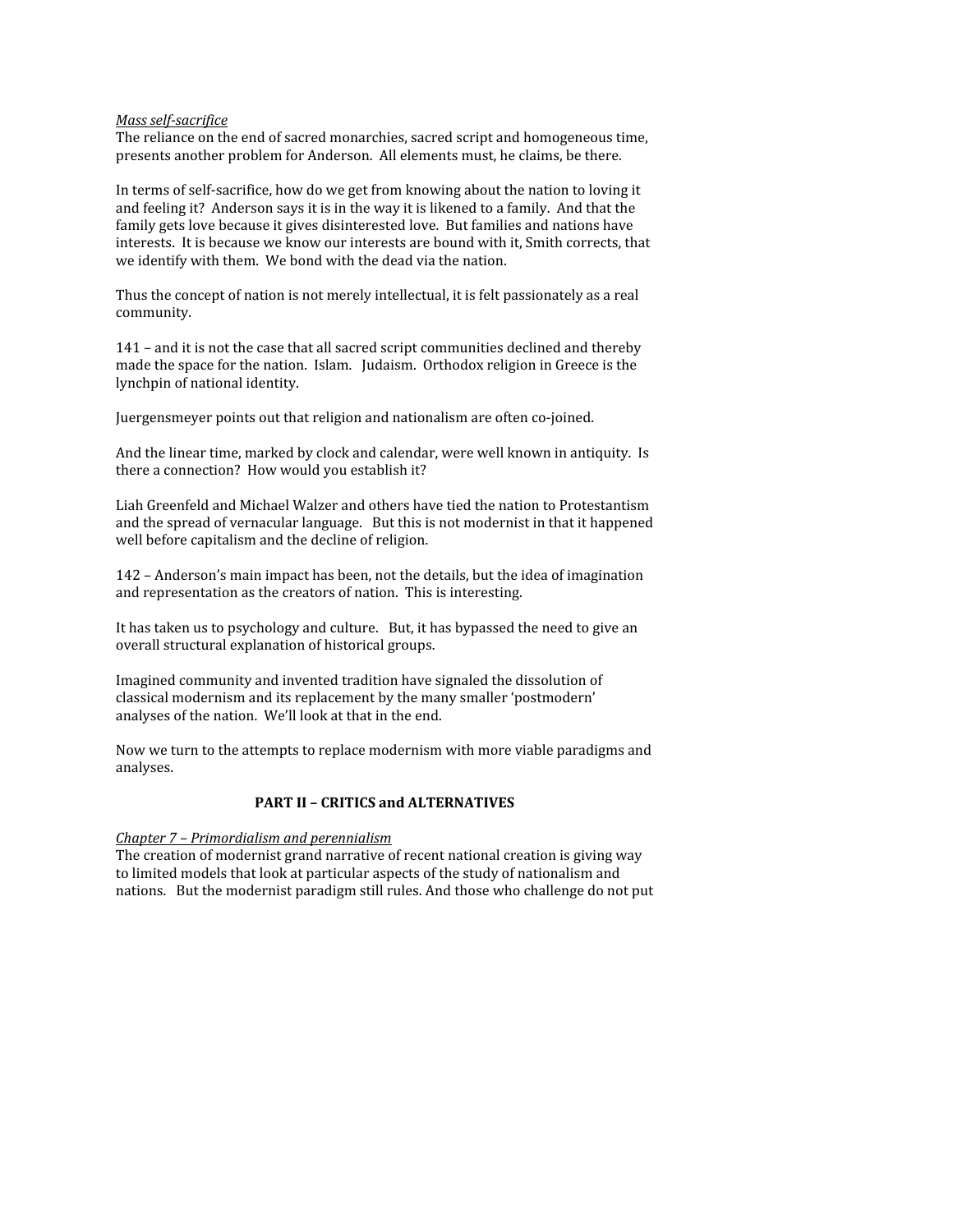*Mass self-sacrifice*
The reliance on the end of sacred monarchies, sacred script and homogeneous time, presents another problem for Anderson. All elements must, he claims, be there.

In terms of self-sacrifice, how do we get from knowing about the nation to loving it and feeling it? Anderson says it is in the way it is likened to a family. And that the family gets love because it gives disinterested love. But families and nations have interests. It is because we know our interests are bound with it, Smith corrects, that we identify with them. We bond with the dead via the nation.

Thus the concept of nation is not merely intellectual, it is felt passionately as a real community.

141 – and it is not the case that all sacred script communities declined and thereby made the space for the nation. Islam. Judaism. Orthodox religion in Greece is the lynchpin of national identity.

Juergensmeyer points out that religion and nationalism are often co-joined.

And the linear time, marked by clock and calendar, were well known in antiquity. Is there a connection? How would you establish it?

Liah Greenfeld and Michael Walzer and others have tied the nation to Protestantism and the spread of vernacular language. But this is not modernist in that it happened well before capitalism and the decline of religion.

142 – Anderson's main impact has been, not the details, but the idea of imagination and representation as the creators of nation. This is interesting.

It has taken us to psychology and culture. But, it has bypassed the need to give an overall structural explanation of historical groups.

Imagined community and invented tradition have signaled the dissolution of classical modernism and its replacement by the many smaller 'postmodern' analyses of the nation. We'll look at that in the end.

Now we turn to the attempts to replace modernism with more viable paradigms and analyses.

## PART II – CRITICS and ALTERNATIVES

*Chapter 7 – Primordialism and perennialism*
The creation of modernist grand narrative of recent national creation is giving way to limited models that look at particular aspects of the study of nationalism and nations. But the modernist paradigm still rules. And those who challenge do not put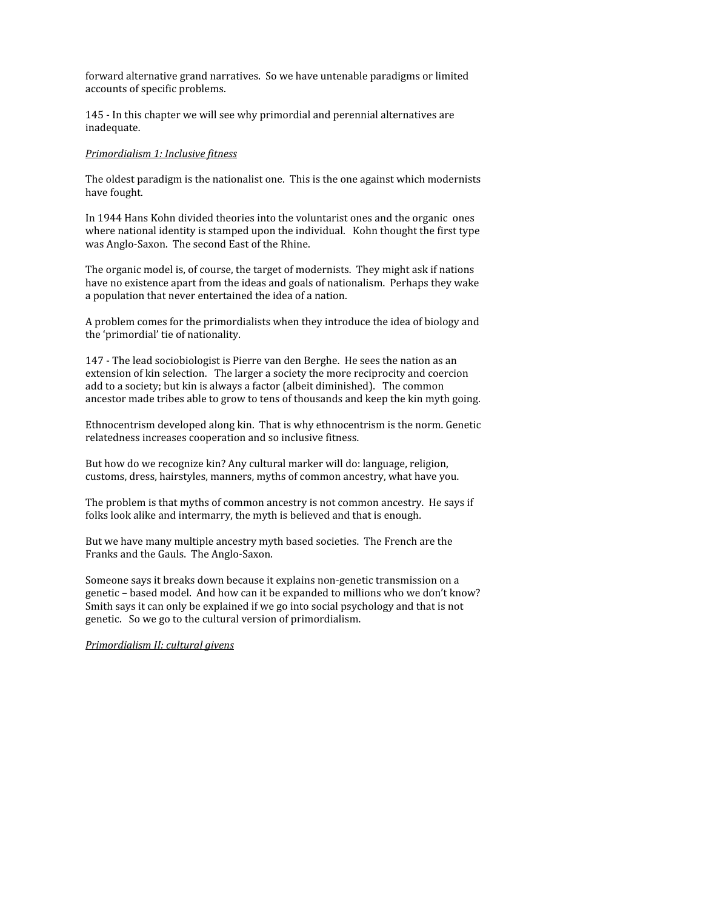forward alternative grand narratives. So we have untenable paradigms or limited accounts of specific problems.

145 - In this chapter we will see why primordial and perennial alternatives are inadequate.

*Primordialism 1: Inclusive fitness*

The oldest paradigm is the nationalist one. This is the one against which modernists have fought.

In 1944 Hans Kohn divided theories into the voluntarist ones and the organic ones where national identity is stamped upon the individual. Kohn thought the first type was Anglo-Saxon. The second East of the Rhine.

The organic model is, of course, the target of modernists. They might ask if nations have no existence apart from the ideas and goals of nationalism. Perhaps they wake a population that never entertained the idea of a nation.

A problem comes for the primordialists when they introduce the idea of biology and the 'primordial' tie of nationality.

147 - The lead sociobiologist is Pierre van den Berghe. He sees the nation as an extension of kin selection. The larger a society the more reciprocity and coercion add to a society; but kin is always a factor (albeit diminished). The common ancestor made tribes able to grow to tens of thousands and keep the kin myth going.

Ethnocentrism developed along kin. That is why ethnocentrism is the norm. Genetic relatedness increases cooperation and so inclusive fitness.

But how do we recognize kin? Any cultural marker will do: language, religion, customs, dress, hairstyles, manners, myths of common ancestry, what have you.

The problem is that myths of common ancestry is not common ancestry. He says if folks look alike and intermarry, the myth is believed and that is enough.

But we have many multiple ancestry myth based societies. The French are the Franks and the Gauls. The Anglo-Saxon.

Someone says it breaks down because it explains non-genetic transmission on a genetic – based model. And how can it be expanded to millions who we don't know? Smith says it can only be explained if we go into social psychology and that is not genetic. So we go to the cultural version of primordialism.

*Primordialism II: cultural givens*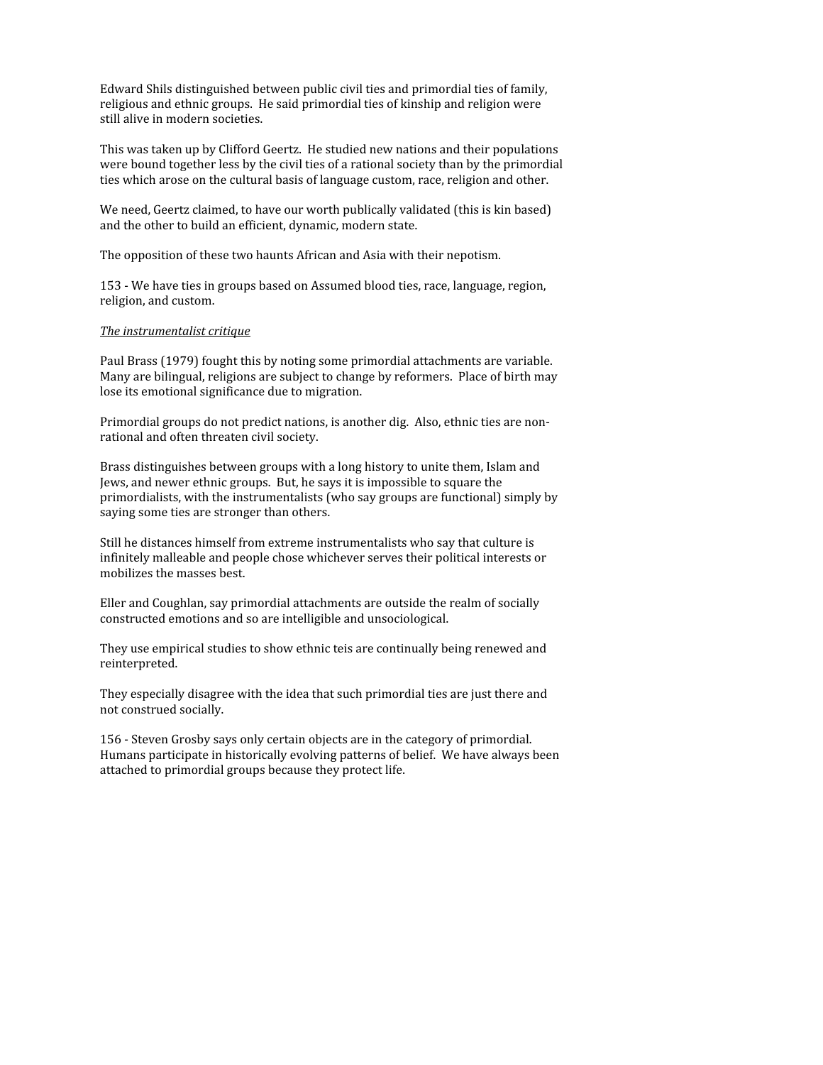Edward Shils distinguished between public civil ties and primordial ties of family, religious and ethnic groups. He said primordial ties of kinship and religion were still alive in modern societies.

This was taken up by Clifford Geertz. He studied new nations and their populations were bound together less by the civil ties of a rational society than by the primordial ties which arose on the cultural basis of language custom, race, religion and other.

We need, Geertz claimed, to have our worth publically validated (this is kin based) and the other to build an efficient, dynamic, modern state.

The opposition of these two haunts African and Asia with their nepotism.

153 - We have ties in groups based on Assumed blood ties, race, language, region, religion, and custom.

*The instrumentalist critique*

Paul Brass (1979) fought this by noting some primordial attachments are variable. Many are bilingual, religions are subject to change by reformers. Place of birth may lose its emotional significance due to migration.

Primordial groups do not predict nations, is another dig. Also, ethnic ties are non-rational and often threaten civil society.

Brass distinguishes between groups with a long history to unite them, Islam and Jews, and newer ethnic groups. But, he says it is impossible to square the primordialists, with the instrumentalists (who say groups are functional) simply by saying some ties are stronger than others.

Still he distances himself from extreme instrumentalists who say that culture is infinitely malleable and people chose whichever serves their political interests or mobilizes the masses best.

Eller and Coughlan, say primordial attachments are outside the realm of socially constructed emotions and so are intelligible and unsociological.

They use empirical studies to show ethnic teis are continually being renewed and reinterpreted.

They especially disagree with the idea that such primordial ties are just there and not construed socially.

156 - Steven Grosby says only certain objects are in the category of primordial. Humans participate in historically evolving patterns of belief. We have always been attached to primordial groups because they protect life.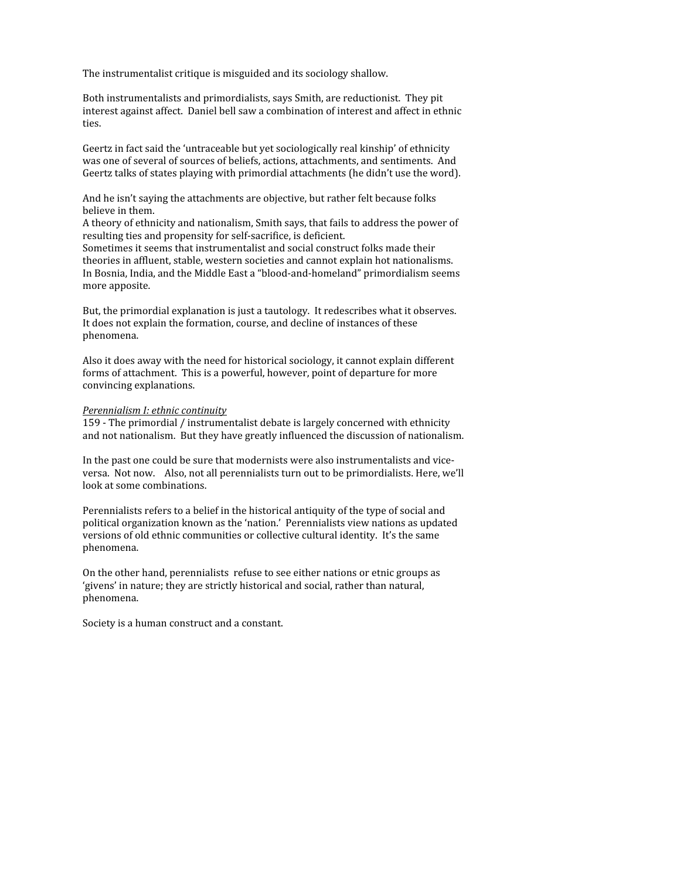The instrumentalist critique is misguided and its sociology shallow.

Both instrumentalists and primordialists, says Smith, are reductionist. They pit interest against affect. Daniel bell saw a combination of interest and affect in ethnic ties.

Geertz in fact said the 'untraceable but yet sociologically real kinship' of ethnicity was one of several of sources of beliefs, actions, attachments, and sentiments. And Geertz talks of states playing with primordial attachments (he didn't use the word).

And he isn't saying the attachments are objective, but rather felt because folks believe in them.
A theory of ethnicity and nationalism, Smith says, that fails to address the power of resulting ties and propensity for self-sacrifice, is deficient.
Sometimes it seems that instrumentalist and social construct folks made their theories in affluent, stable, western societies and cannot explain hot nationalisms. In Bosnia, India, and the Middle East a "blood-and-homeland" primordialism seems more apposite.

But, the primordial explanation is just a tautology. It redescribes what it observes. It does not explain the formation, course, and decline of instances of these phenomena.

Also it does away with the need for historical sociology, it cannot explain different forms of attachment. This is a powerful, however, point of departure for more convincing explanations.

_Perennialism I: ethnic continuity_
159 - The primordial / instrumentalist debate is largely concerned with ethnicity and not nationalism. But they have greatly influenced the discussion of nationalism.

In the past one could be sure that modernists were also instrumentalists and vice-versa. Not now. Also, not all perennialists turn out to be primordialists. Here, we'll look at some combinations.

Perennialists refers to a belief in the historical antiquity of the type of social and political organization known as the 'nation.' Perennialists view nations as updated versions of old ethnic communities or collective cultural identity. It's the same phenomena.

On the other hand, perennialists refuse to see either nations or etnic groups as 'givens' in nature; they are strictly historical and social, rather than natural, phenomena.

Society is a human construct and a constant.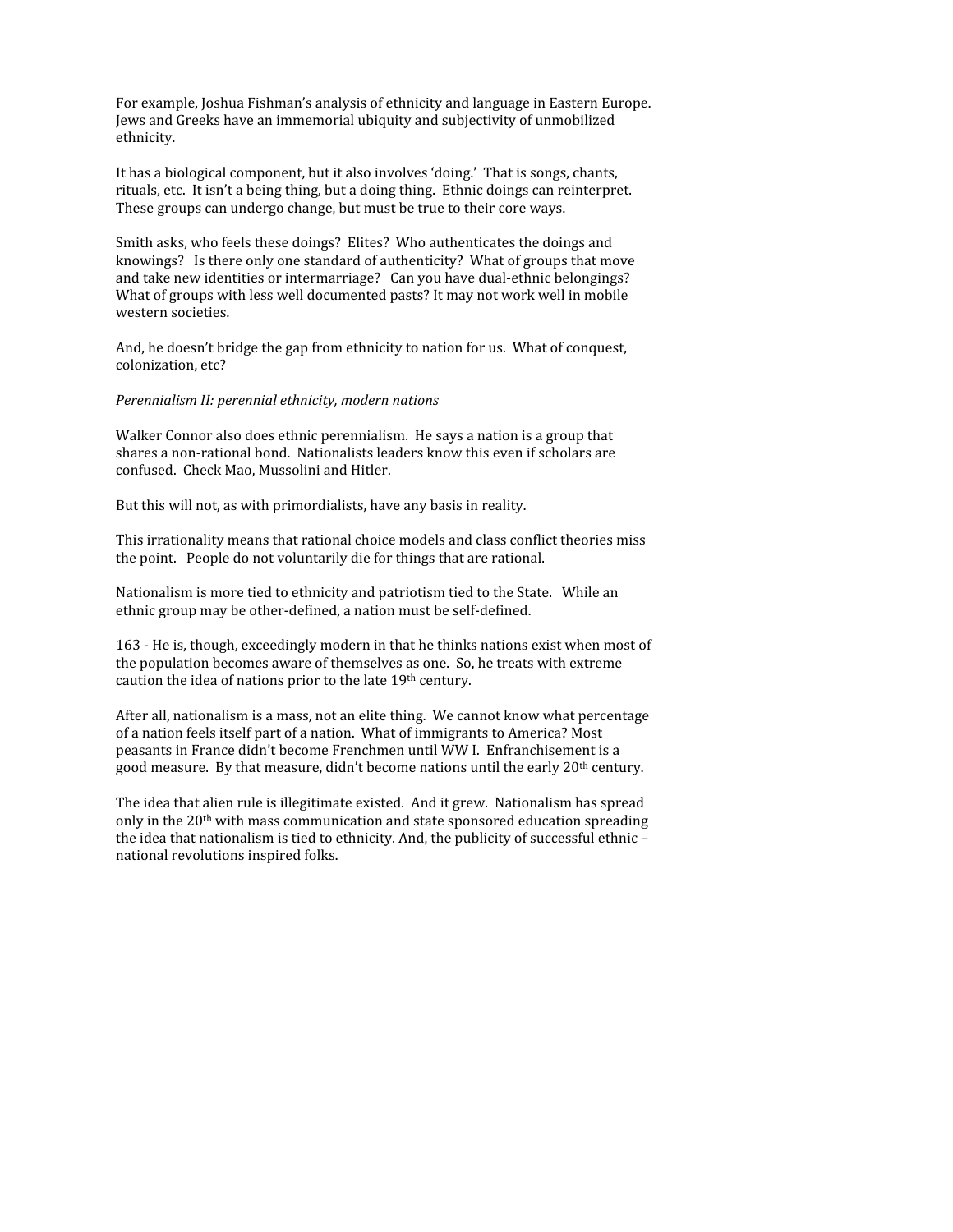For example, Joshua Fishman's analysis of ethnicity and language in Eastern Europe. Jews and Greeks have an immemorial ubiquity and subjectivity of unmobilized ethnicity.

It has a biological component, but it also involves 'doing.' That is songs, chants, rituals, etc. It isn't a being thing, but a doing thing. Ethnic doings can reinterpret. These groups can undergo change, but must be true to their core ways.

Smith asks, who feels these doings? Elites? Who authenticates the doings and knowings? Is there only one standard of authenticity? What of groups that move and take new identities or intermarriage? Can you have dual-ethnic belongings? What of groups with less well documented pasts? It may not work well in mobile western societies.

And, he doesn't bridge the gap from ethnicity to nation for us. What of conquest, colonization, etc?

*Perennialism II: perennial ethnicity, modern nations*

Walker Connor also does ethnic perennialism. He says a nation is a group that shares a non-rational bond. Nationalists leaders know this even if scholars are confused. Check Mao, Mussolini and Hitler.

But this will not, as with primordialists, have any basis in reality.

This irrationality means that rational choice models and class conflict theories miss the point. People do not voluntarily die for things that are rational.

Nationalism is more tied to ethnicity and patriotism tied to the State. While an ethnic group may be other-defined, a nation must be self-defined.

163 - He is, though, exceedingly modern in that he thinks nations exist when most of the population becomes aware of themselves as one. So, he treats with extreme caution the idea of nations prior to the late 19th century.

After all, nationalism is a mass, not an elite thing. We cannot know what percentage of a nation feels itself part of a nation. What of immigrants to America? Most peasants in France didn't become Frenchmen until WW I. Enfranchisement is a good measure. By that measure, didn't become nations until the early 20th century.

The idea that alien rule is illegitimate existed. And it grew. Nationalism has spread only in the 20th with mass communication and state sponsored education spreading the idea that nationalism is tied to ethnicity. And, the publicity of successful ethnic – national revolutions inspired folks.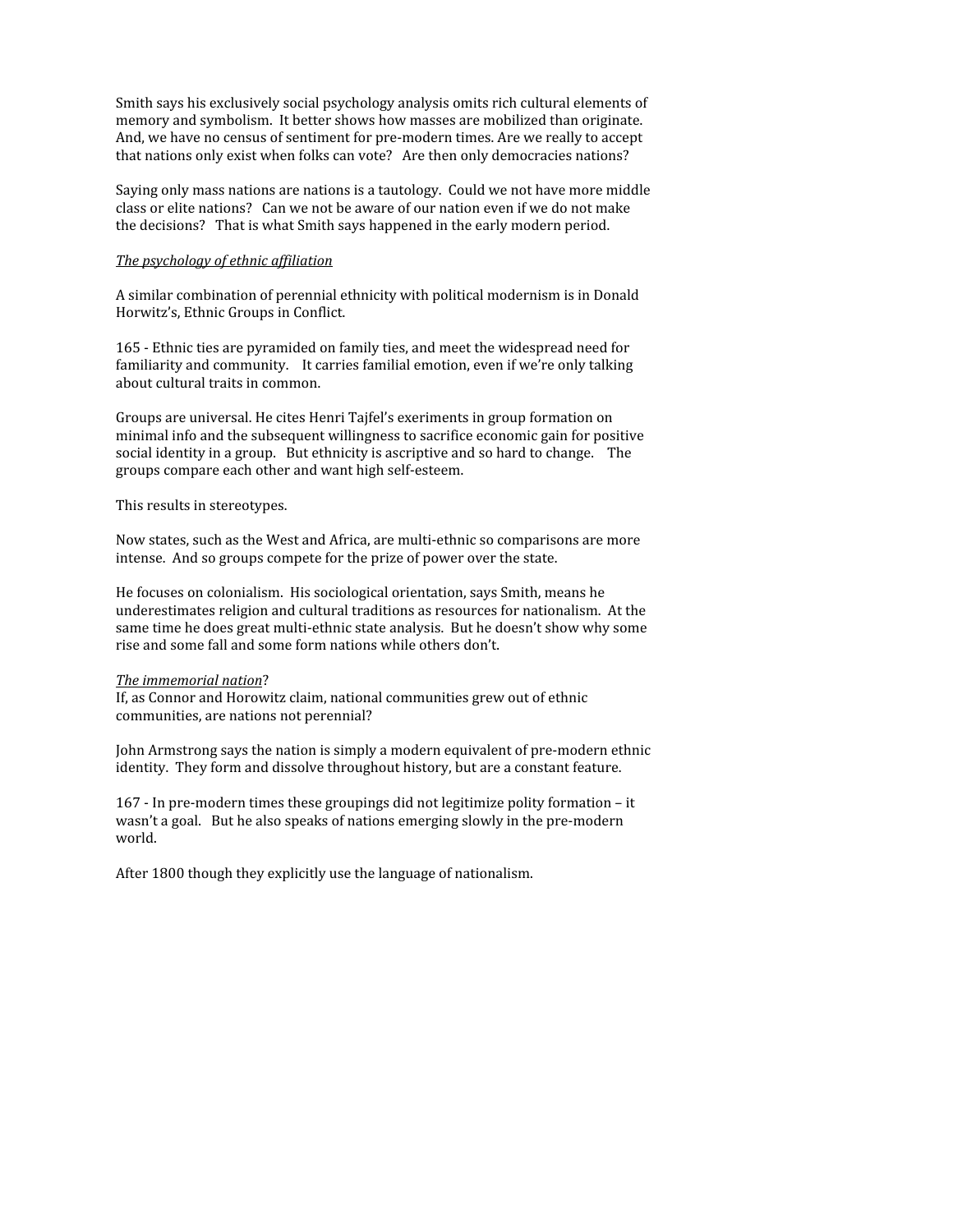Smith says his exclusively social psychology analysis omits rich cultural elements of memory and symbolism. It better shows how masses are mobilized than originate. And, we have no census of sentiment for pre-modern times. Are we really to accept that nations only exist when folks can vote? Are then only democracies nations?

Saying only mass nations are nations is a tautology. Could we not have more middle class or elite nations? Can we not be aware of our nation even if we do not make the decisions? That is what Smith says happened in the early modern period.

*The psychology of ethnic affiliation*

A similar combination of perennial ethnicity with political modernism is in Donald Horwitz's, Ethnic Groups in Conflict.

165 - Ethnic ties are pyramided on family ties, and meet the widespread need for familiarity and community. It carries familial emotion, even if we're only talking about cultural traits in common.

Groups are universal. He cites Henri Tajfel's exeriments in group formation on minimal info and the subsequent willingness to sacrifice economic gain for positive social identity in a group. But ethnicity is ascriptive and so hard to change. The groups compare each other and want high self-esteem.

This results in stereotypes.

Now states, such as the West and Africa, are multi-ethnic so comparisons are more intense. And so groups compete for the prize of power over the state.

He focuses on colonialism. His sociological orientation, says Smith, means he underestimates religion and cultural traditions as resources for nationalism. At the same time he does great multi-ethnic state analysis. But he doesn't show why some rise and some fall and some form nations while others don't.

*The immemorial nation*?
If, as Connor and Horowitz claim, national communities grew out of ethnic communities, are nations not perennial?

John Armstrong says the nation is simply a modern equivalent of pre-modern ethnic identity. They form and dissolve throughout history, but are a constant feature.

167 - In pre-modern times these groupings did not legitimize polity formation – it wasn't a goal. But he also speaks of nations emerging slowly in the pre-modern world.

After 1800 though they explicitly use the language of nationalism.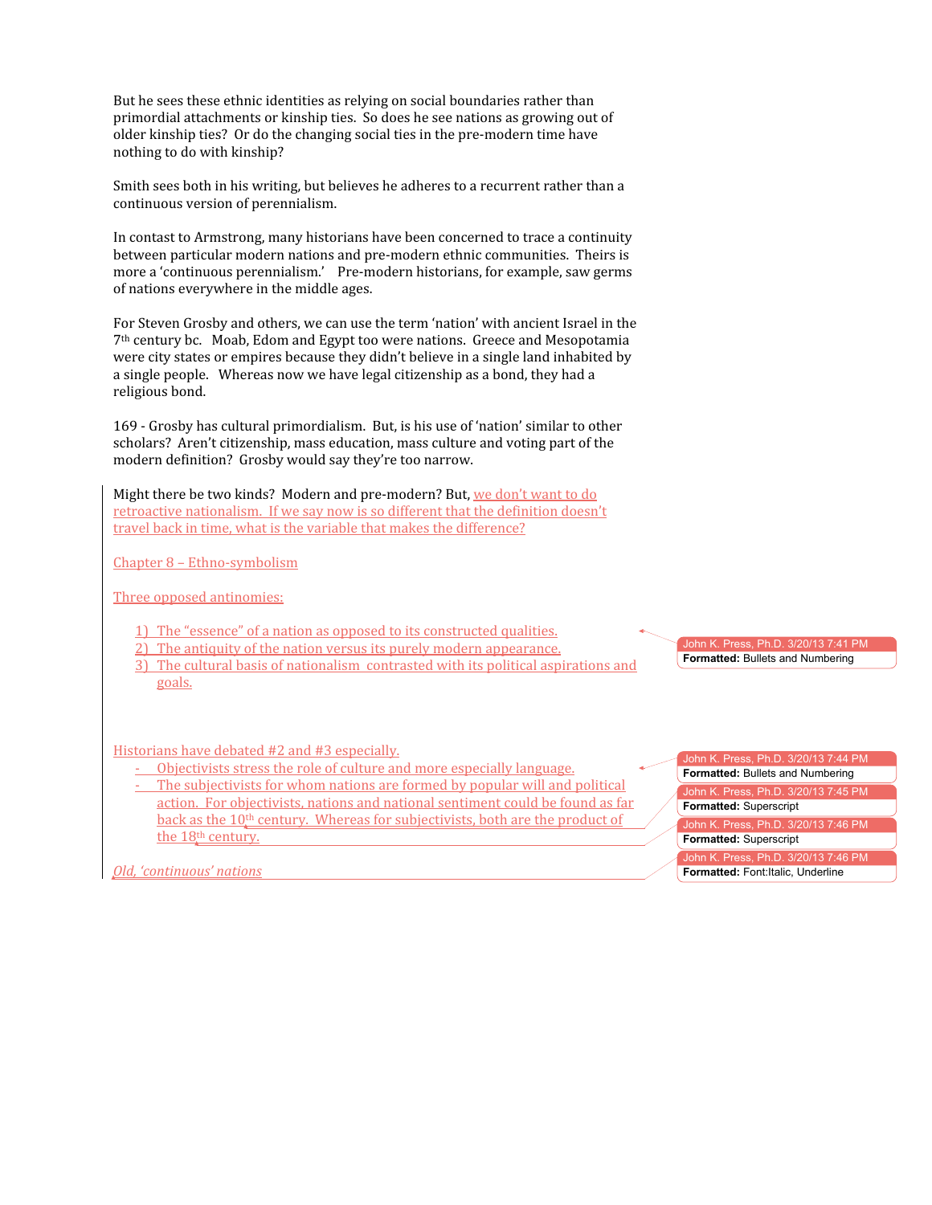But he sees these ethnic identities as relying on social boundaries rather than primordial attachments or kinship ties. So does he see nations as growing out of older kinship ties? Or do the changing social ties in the pre-modern time have nothing to do with kinship?

Smith sees both in his writing, but believes he adheres to a recurrent rather than a continuous version of perennialism.

In contrast to Armstrong, many historians have been concerned to trace a continuity between particular modern nations and pre-modern ethnic communities. Theirs is more a 'continuous perennialism.' Pre-modern historians, for example, saw germs of nations everywhere in the middle ages.

For Steven Grosby and others, we can use the term 'nation' with ancient Israel in the 7th century bc. Moab, Edom and Egypt too were nations. Greece and Mesopotamia were city states or empires because they didn't believe in a single land inhabited by a single people. Whereas now we have legal citizenship as a bond, they had a religious bond.

169 - Grosby has cultural primordialism. But, is his use of 'nation' similar to other scholars? Aren't citizenship, mass education, mass culture and voting part of the modern definition? Grosby would say they're too narrow.

Might there be two kinds? Modern and pre-modern? But, we don't want to do retroactive nationalism. If we say now is so different that the definition doesn't travel back in time, what is the variable that makes the difference?

Chapter 8 – Ethno-symbolism

Three opposed antinomies:

1) The "essence" of a nation as opposed to its constructed qualities.
2) The antiquity of the nation versus its purely modern appearance.
3) The cultural basis of nationalism contrasted with its political aspirations and goals.

Historians have debated #2 and #3 especially.

- Objectivists stress the role of culture and more especially language.
- The subjectivists for whom nations are formed by popular will and political action. For objectivists, nations and national sentiment could be found as far back as the 10th century. Whereas for subjectivists, both are the product of the 18th century.

*Old, 'continuous' nations*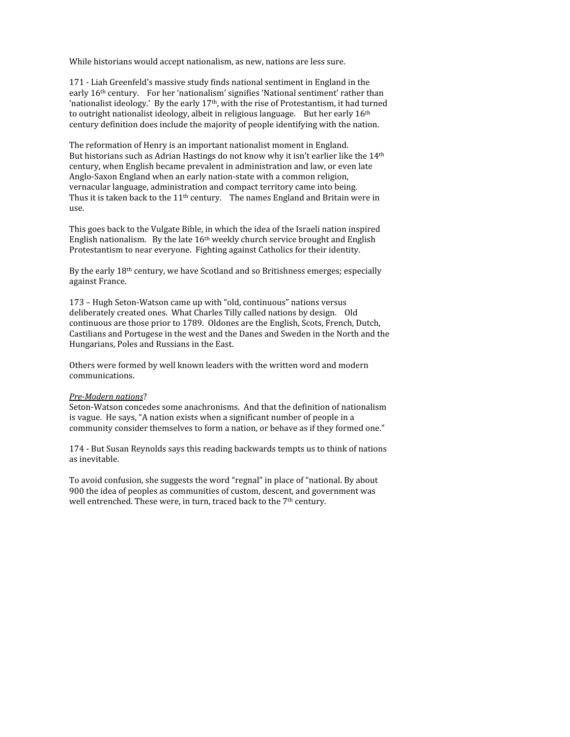While historians would accept nationalism, as new, nations are less sure.

171 - Liah Greenfeld's massive study finds national sentiment in England in the early 16th century. For her 'nationalism' signifies 'National sentiment' rather than 'nationalist ideology.' By the early 17th, with the rise of Protestantism, it had turned to outright nationalist ideology, albeit in religious language. But her early 16th century definition does include the majority of people identifying with the nation.

The reformation of Henry is an important nationalist moment in England. But historians such as Adrian Hastings do not know why it isn't earlier like the 14th century, when English became prevalent in administration and law, or even late Anglo-Saxon England when an early nation-state with a common religion, vernacular language, administration and compact territory came into being. Thus it is taken back to the 11th century. The names England and Britain were in use.

This goes back to the Vulgate Bible, in which the idea of the Israeli nation inspired English nationalism. By the late 16th weekly church service brought and English Protestantism to near everyone. Fighting against Catholics for their identity.

By the early 18th century, we have Scotland and so Britishness emerges; especially against France.

173 – Hugh Seton-Watson came up with "old, continuous" nations versus deliberately created ones. What Charles Tilly called nations by design. Old continuous are those prior to 1789. Oldones are the English, Scots, French, Dutch, Castilians and Portugese in the west and the Danes and Sweden in the North and the Hungarians, Poles and Russians in the East.

Others were formed by well known leaders with the written word and modern communications.

*Pre-Modern nations*?
Seton-Watson concedes some anachronisms. And that the definition of nationalism is vague. He says, "A nation exists when a significant number of people in a community consider themselves to form a nation, or behave as if they formed one."

174 - But Susan Reynolds says this reading backwards tempts us to think of nations as inevitable.

To avoid confusion, she suggests the word "regnal" in place of "national. By about 900 the idea of peoples as communities of custom, descent, and government was well entrenched. These were, in turn, traced back to the 7th century.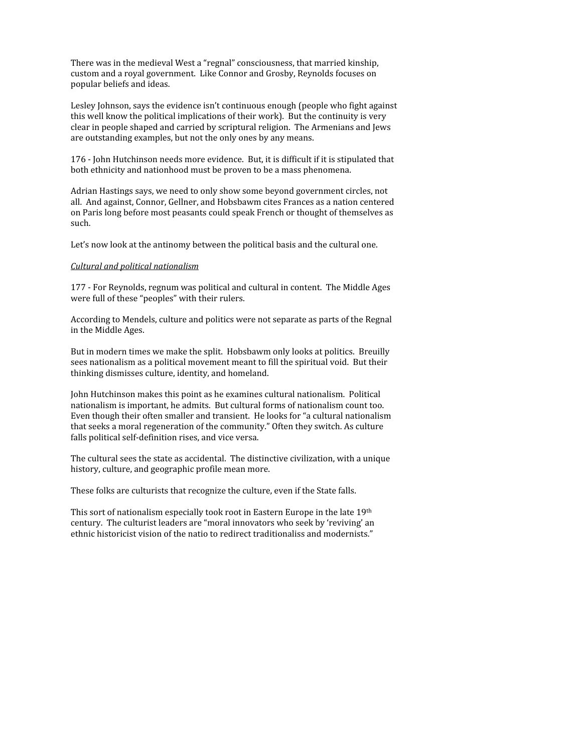There was in the medieval West a "regnal" consciousness, that married kinship, custom and a royal government. Like Connor and Grosby, Reynolds focuses on popular beliefs and ideas.

Lesley Johnson, says the evidence isn't continuous enough (people who fight against this well know the political implications of their work). But the continuity is very clear in people shaped and carried by scriptural religion. The Armenians and Jews are outstanding examples, but not the only ones by any means.

176 - John Hutchinson needs more evidence. But, it is difficult if it is stipulated that both ethnicity and nationhood must be proven to be a mass phenomena.

Adrian Hastings says, we need to only show some beyond government circles, not all. And against, Connor, Gellner, and Hobsbawm cites Frances as a nation centered on Paris long before most peasants could speak French or thought of themselves as such.

Let's now look at the antinomy between the political basis and the cultural one.

*Cultural and political nationalism*

177 - For Reynolds, regnum was political and cultural in content. The Middle Ages were full of these "peoples" with their rulers.

According to Mendels, culture and politics were not separate as parts of the Regnal in the Middle Ages.

But in modern times we make the split. Hobsbawm only looks at politics. Breuilly sees nationalism as a political movement meant to fill the spiritual void. But their thinking dismisses culture, identity, and homeland.

John Hutchinson makes this point as he examines cultural nationalism. Political nationalism is important, he admits. But cultural forms of nationalism count too. Even though their often smaller and transient. He looks for "a cultural nationalism that seeks a moral regeneration of the community." Often they switch. As culture falls political self-definition rises, and vice versa.

The cultural sees the state as accidental. The distinctive civilization, with a unique history, culture, and geographic profile mean more.

These folks are culturists that recognize the culture, even if the State falls.

This sort of nationalism especially took root in Eastern Europe in the late 19th century. The culturist leaders are "moral innovators who seek by 'reviving' an ethnic historicist vision of the natio to redirect traditionaliss and modernists."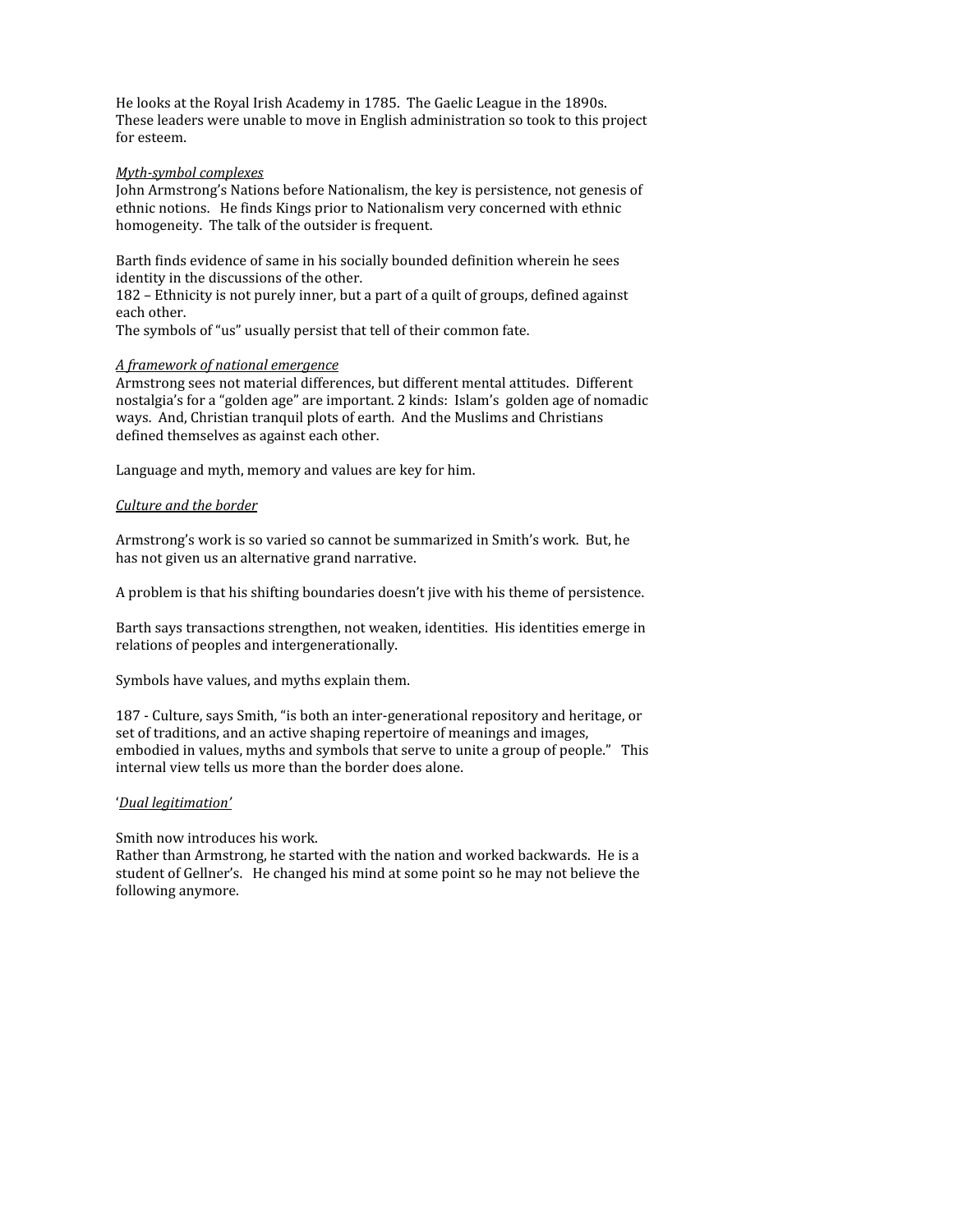He looks at the Royal Irish Academy in 1785. The Gaelic League in the 1890s. These leaders were unable to move in English administration so took to this project for esteem.

_Myth-symbol complexes_
John Armstrong's Nations before Nationalism, the key is persistence, not genesis of ethnic notions. He finds Kings prior to Nationalism very concerned with ethnic homogeneity. The talk of the outsider is frequent.

Barth finds evidence of same in his socially bounded definition wherein he sees identity in the discussions of the other.
182 – Ethnicity is not purely inner, but a part of a quilt of groups, defined against each other.
The symbols of "us" usually persist that tell of their common fate.

_A framework of national emergence_
Armstrong sees not material differences, but different mental attitudes. Different nostalgia's for a "golden age" are important. 2 kinds: Islam's golden age of nomadic ways. And, Christian tranquil plots of earth. And the Muslims and Christians defined themselves as against each other.

Language and myth, memory and values are key for him.

_Culture and the border_

Armstrong's work is so varied so cannot be summarized in Smith's work. But, he has not given us an alternative grand narrative.

A problem is that his shifting boundaries doesn't jive with his theme of persistence.

Barth says transactions strengthen, not weaken, identities. His identities emerge in relations of peoples and intergenerationally.

Symbols have values, and myths explain them.

187 - Culture, says Smith, "is both an inter-generational repository and heritage, or set of traditions, and an active shaping repertoire of meanings and images, embodied in values, myths and symbols that serve to unite a group of people." This internal view tells us more than the border does alone.

'_Dual legitimation'_

Smith now introduces his work.
Rather than Armstrong, he started with the nation and worked backwards. He is a student of Gellner's. He changed his mind at some point so he may not believe the following anymore.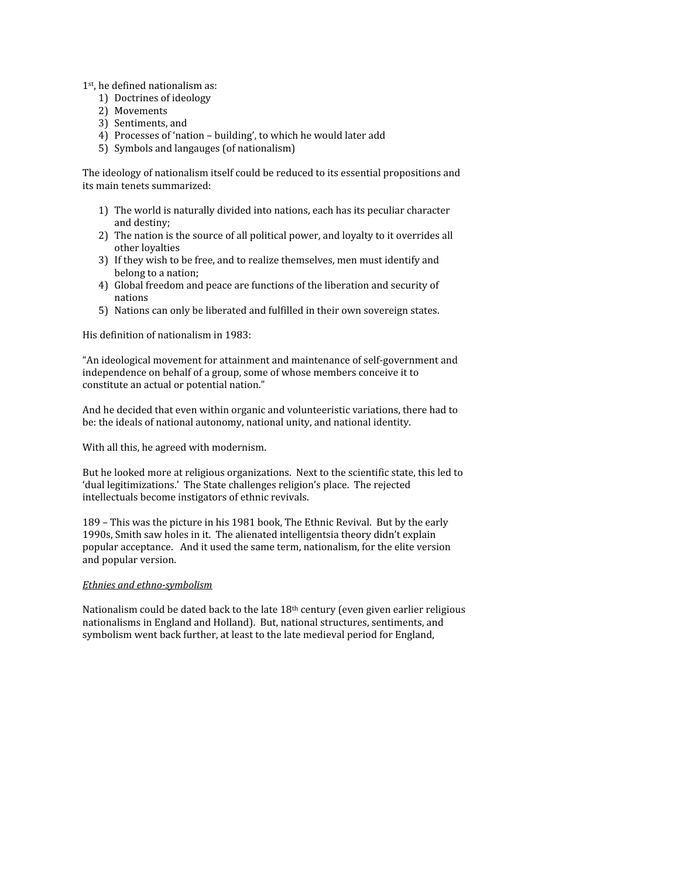1st, he defined nationalism as:

1) Doctrines of ideology
2) Movements
3) Sentiments, and
4) Processes of 'nation – building', to which he would later add
5) Symbols and langauges (of nationalism)

The ideology of nationalism itself could be reduced to its essential propositions and its main tenets summarized:

1) The world is naturally divided into nations, each has its peculiar character and destiny;
2) The nation is the source of all political power, and loyalty to it overrides all other loyalties
3) If they wish to be free, and to realize themselves, men must identify and belong to a nation;
4) Global freedom and peace are functions of the liberation and security of nations
5) Nations can only be liberated and fulfilled in their own sovereign states.

His definition of nationalism in 1983:

"An ideological movement for attainment and maintenance of self-government and independence on behalf of a group, some of whose members conceive it to constitute an actual or potential nation."

And he decided that even within organic and volunteeristic variations, there had to be: the ideals of national autonomy, national unity, and national identity.

With all this, he agreed with modernism.

But he looked more at religious organizations. Next to the scientific state, this led to 'dual legitimizations.' The State challenges religion's place. The rejected intellectuals become instigators of ethnic revivals.

189 – This was the picture in his 1981 book, The Ethnic Revival. But by the early 1990s, Smith saw holes in it. The alienated intelligentsia theory didn't explain popular acceptance. And it used the same term, nationalism, for the elite version and popular version.

*Ethnies and ethno-symbolism*

Nationalism could be dated back to the late 18th century (even given earlier religious nationalisms in England and Holland). But, national structures, sentiments, and symbolism went back further, at least to the late medieval period for England,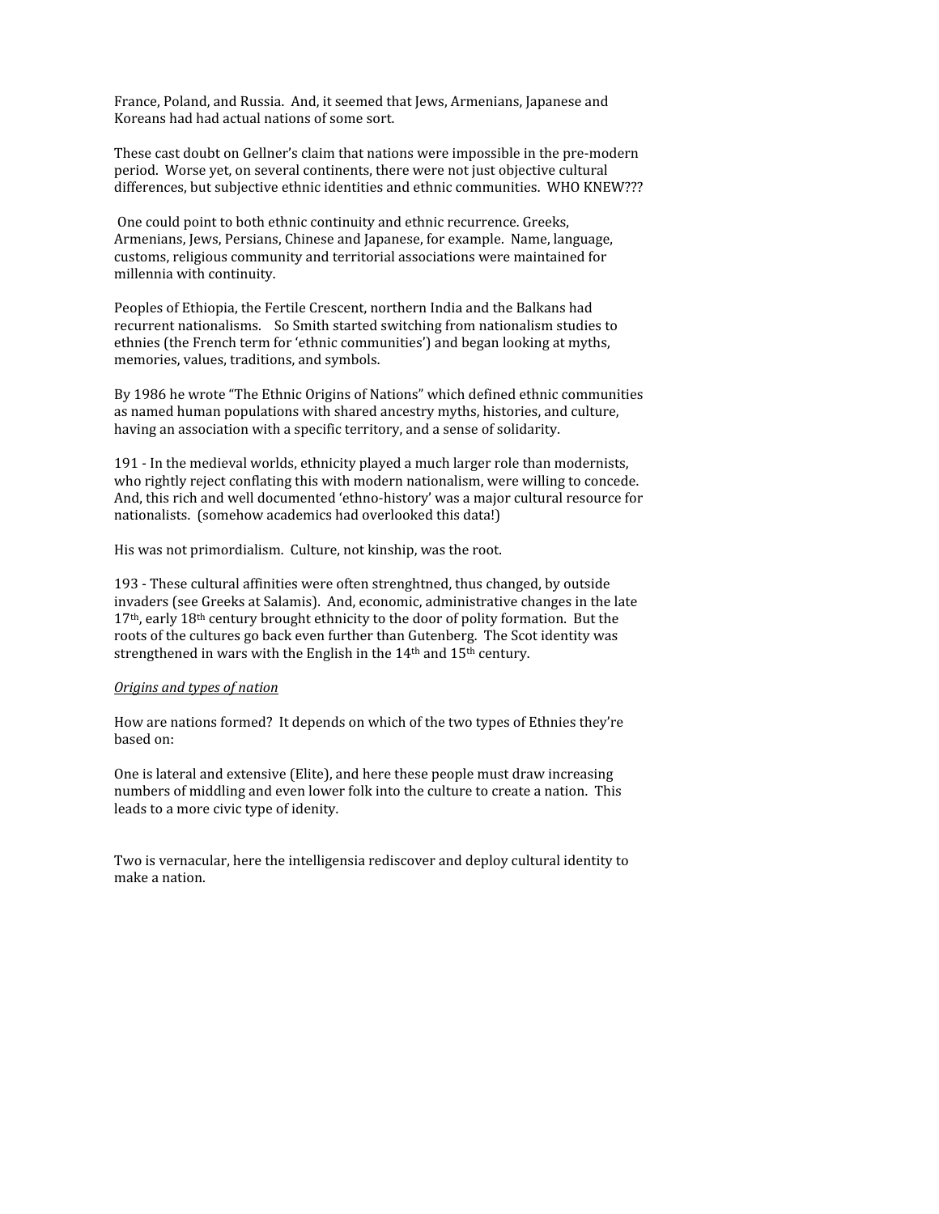France, Poland, and Russia. And, it seemed that Jews, Armenians, Japanese and Koreans had had actual nations of some sort.

These cast doubt on Gellner's claim that nations were impossible in the pre-modern period. Worse yet, on several continents, there were not just objective cultural differences, but subjective ethnic identities and ethnic communities. WHO KNEW???

One could point to both ethnic continuity and ethnic recurrence. Greeks, Armenians, Jews, Persians, Chinese and Japanese, for example. Name, language, customs, religious community and territorial associations were maintained for millennia with continuity.

Peoples of Ethiopia, the Fertile Crescent, northern India and the Balkans had recurrent nationalisms. So Smith started switching from nationalism studies to ethnies (the French term for 'ethnic communities') and began looking at myths, memories, values, traditions, and symbols.

By 1986 he wrote "The Ethnic Origins of Nations" which defined ethnic communities as named human populations with shared ancestry myths, histories, and culture, having an association with a specific territory, and a sense of solidarity.

191 - In the medieval worlds, ethnicity played a much larger role than modernists, who rightly reject conflating this with modern nationalism, were willing to concede. And, this rich and well documented 'ethno-history' was a major cultural resource for nationalists. (somehow academics had overlooked this data!)

His was not primordialism. Culture, not kinship, was the root.

193 - These cultural affinities were often strenghtned, thus changed, by outside invaders (see Greeks at Salamis). And, economic, administrative changes in the late 17th, early 18th century brought ethnicity to the door of polity formation. But the roots of the cultures go back even further than Gutenberg. The Scot identity was strengthened in wars with the English in the 14th and 15th century.

*Origins and types of nation*

How are nations formed? It depends on which of the two types of Ethnies they're based on:

One is lateral and extensive (Elite), and here these people must draw increasing numbers of middling and even lower folk into the culture to create a nation. This leads to a more civic type of idenity.

Two is vernacular, here the intelligensia rediscover and deploy cultural identity to make a nation.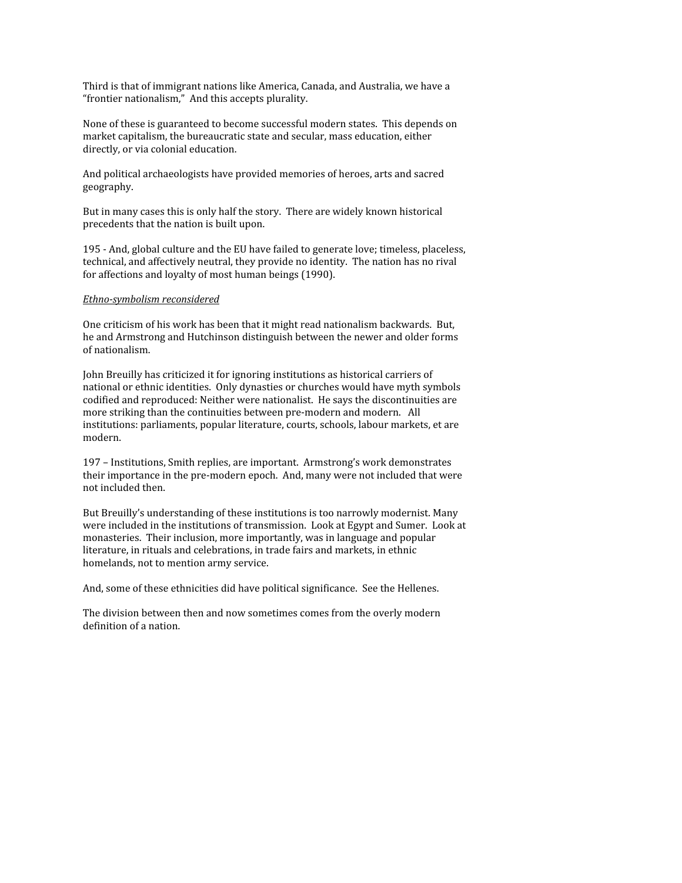Third is that of immigrant nations like America, Canada, and Australia, we have a “frontier nationalism,” And this accepts plurality.

None of these is guaranteed to become successful modern states. This depends on market capitalism, the bureaucratic state and secular, mass education, either directly, or via colonial education.

And political archaeologists have provided memories of heroes, arts and sacred geography.

But in many cases this is only half the story. There are widely known historical precedents that the nation is built upon.

195 - And, global culture and the EU have failed to generate love; timeless, placeless, technical, and affectively neutral, they provide no identity. The nation has no rival for affections and loyalty of most human beings (1990).

*Ethno-symbolism reconsidered*

One criticism of his work has been that it might read nationalism backwards. But, he and Armstrong and Hutchinson distinguish between the newer and older forms of nationalism.

John Breuilly has criticized it for ignoring institutions as historical carriers of national or ethnic identities. Only dynasties or churches would have myth symbols codified and reproduced: Neither were nationalist. He says the discontinuities are more striking than the continuities between pre-modern and modern. All institutions: parliaments, popular literature, courts, schools, labour markets, et are modern.

197 – Institutions, Smith replies, are important. Armstrong’s work demonstrates their importance in the pre-modern epoch. And, many were not included that were not included then.

But Breuilly’s understanding of these institutions is too narrowly modernist. Many were included in the institutions of transmission. Look at Egypt and Sumer. Look at monasteries. Their inclusion, more importantly, was in language and popular literature, in rituals and celebrations, in trade fairs and markets, in ethnic homelands, not to mention army service.

And, some of these ethnicities did have political significance. See the Hellenes.

The division between then and now sometimes comes from the overly modern definition of a nation.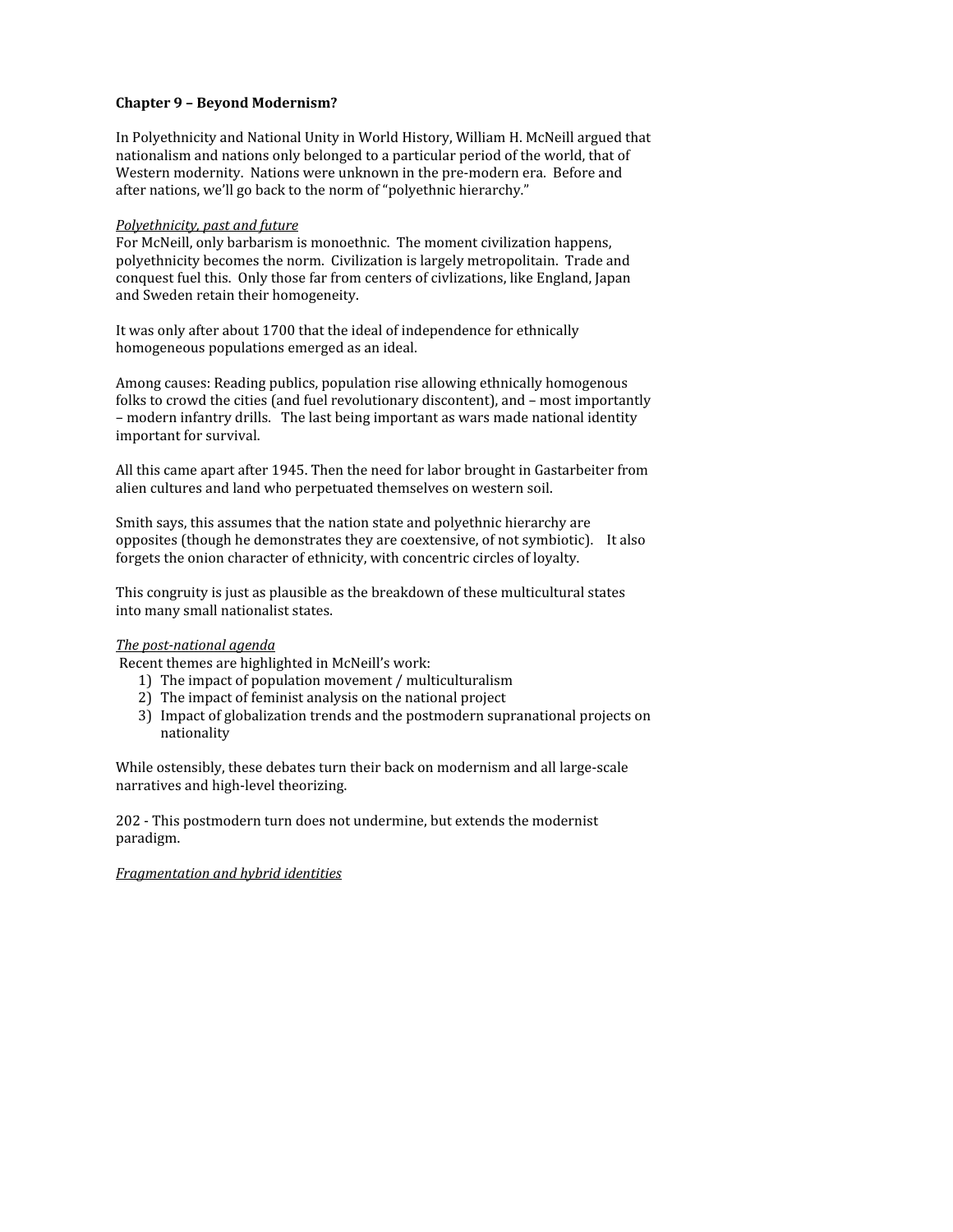**Chapter 9 – Beyond Modernism?**

In Polyethnicity and National Unity in World History, William H. McNeill argued that nationalism and nations only belonged to a particular period of the world, that of Western modernity. Nations were unknown in the pre-modern era. Before and after nations, we'll go back to the norm of "polyethnic hierarchy."

*Polyethnicity, past and future*

For McNeill, only barbarism is monoethnic. The moment civilization happens, polyethnicity becomes the norm. Civilization is largely metropolitain. Trade and conquest fuel this. Only those far from centers of civlizations, like England, Japan and Sweden retain their homogeneity.

It was only after about 1700 that the ideal of independence for ethnically homogeneous populations emerged as an ideal.

Among causes: Reading publics, population rise allowing ethnically homogenous folks to crowd the cities (and fuel revolutionary discontent), and – most importantly – modern infantry drills. The last being important as wars made national identity important for survival.

All this came apart after 1945. Then the need for labor brought in Gastarbeiter from alien cultures and land who perpetuated themselves on western soil.

Smith says, this assumes that the nation state and polyethnic hierarchy are opposites (though he demonstrates they are coextensive, of not symbiotic). It also forgets the onion character of ethnicity, with concentric circles of loyalty.

This congruity is just as plausible as the breakdown of these multicultural states into many small nationalist states.

*The post-national agenda*

Recent themes are highlighted in McNeill's work:

1) The impact of population movement / multiculturalism
2) The impact of feminist analysis on the national project
3) Impact of globalization trends and the postmodern supranational projects on nationality

While ostensibly, these debates turn their back on modernism and all large-scale narratives and high-level theorizing.

202 - This postmodern turn does not undermine, but extends the modernist paradigm.

*Fragmentation and hybrid identities*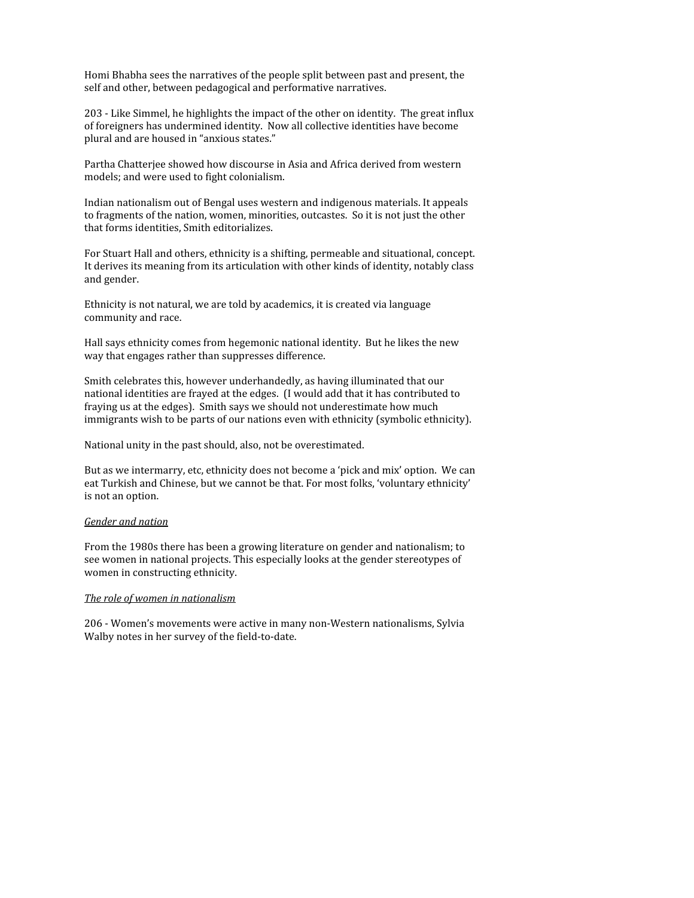Homi Bhabha sees the narratives of the people split between past and present, the self and other, between pedagogical and performative narratives.

203 - Like Simmel, he highlights the impact of the other on identity. The great influx of foreigners has undermined identity. Now all collective identities have become plural and are housed in "anxious states."

Partha Chatterjee showed how discourse in Asia and Africa derived from western models; and were used to fight colonialism.

Indian nationalism out of Bengal uses western and indigenous materials. It appeals to fragments of the nation, women, minorities, outcastes. So it is not just the other that forms identities, Smith editorializes.

For Stuart Hall and others, ethnicity is a shifting, permeable and situational, concept. It derives its meaning from its articulation with other kinds of identity, notably class and gender.

Ethnicity is not natural, we are told by academics, it is created via language community and race.

Hall says ethnicity comes from hegemonic national identity. But he likes the new way that engages rather than suppresses difference.

Smith celebrates this, however underhandedly, as having illuminated that our national identities are frayed at the edges. (I would add that it has contributed to fraying us at the edges). Smith says we should not underestimate how much immigrants wish to be parts of our nations even with ethnicity (symbolic ethnicity).

National unity in the past should, also, not be overestimated.

But as we intermarry, etc, ethnicity does not become a 'pick and mix' option. We can eat Turkish and Chinese, but we cannot be that. For most folks, 'voluntary ethnicity' is not an option.

_Gender and nation_

From the 1980s there has been a growing literature on gender and nationalism; to see women in national projects. This especially looks at the gender stereotypes of women in constructing ethnicity.

_The role of women in nationalism_

206 - Women's movements were active in many non-Western nationalisms, Sylvia Walby notes in her survey of the field-to-date.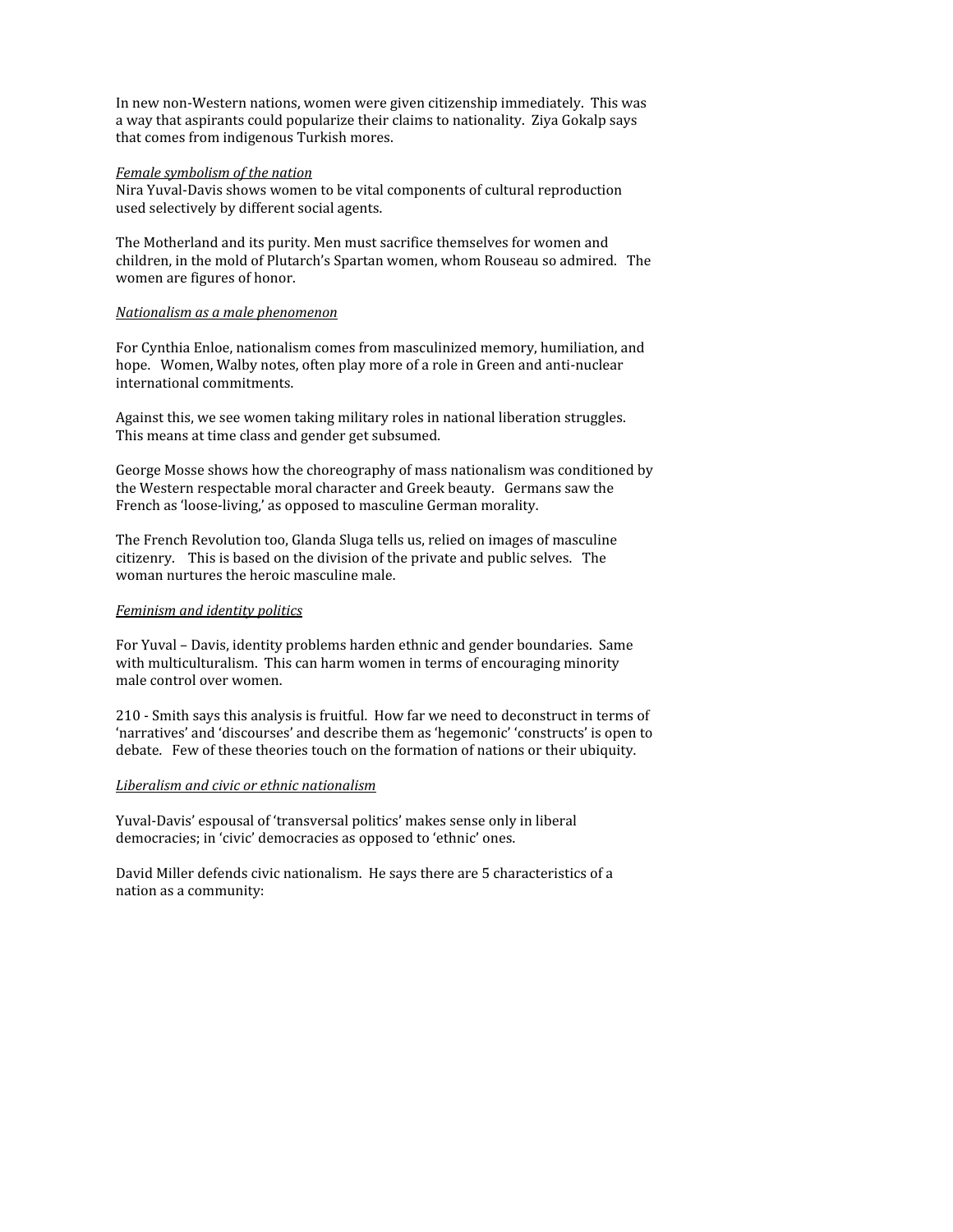In new non-Western nations, women were given citizenship immediately. This was a way that aspirants could popularize their claims to nationality. Ziya Gokalp says that comes from indigenous Turkish mores.

*Female symbolism of the nation*

Nira Yuval-Davis shows women to be vital components of cultural reproduction used selectively by different social agents.

The Motherland and its purity. Men must sacrifice themselves for women and children, in the mold of Plutarch's Spartan women, whom Rouseau so admired. The women are figures of honor.

*Nationalism as a male phenomenon*

For Cynthia Enloe, nationalism comes from masculinized memory, humiliation, and hope. Women, Walby notes, often play more of a role in Green and anti-nuclear international commitments.

Against this, we see women taking military roles in national liberation struggles. This means at time class and gender get subsumed.

George Mosse shows how the choreography of mass nationalism was conditioned by the Western respectable moral character and Greek beauty. Germans saw the French as 'loose-living,' as opposed to masculine German morality.

The French Revolution too, Glanda Sluga tells us, relied on images of masculine citizenry. This is based on the division of the private and public selves. The woman nurtures the heroic masculine male.

*Feminism and identity politics*

For Yuval – Davis, identity problems harden ethnic and gender boundaries. Same with multiculturalism. This can harm women in terms of encouraging minority male control over women.

210 - Smith says this analysis is fruitful. How far we need to deconstruct in terms of 'narratives' and 'discourses' and describe them as 'hegemonic' 'constructs' is open to debate. Few of these theories touch on the formation of nations or their ubiquity.

*Liberalism and civic or ethnic nationalism*

Yuval-Davis' espousal of 'transversal politics' makes sense only in liberal democracies; in 'civic' democracies as opposed to 'ethnic' ones.

David Miller defends civic nationalism. He says there are 5 characteristics of a nation as a community: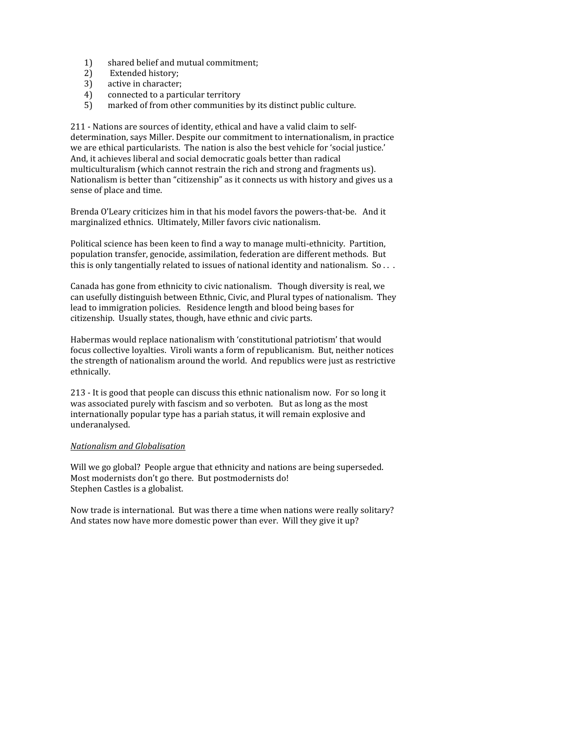1) shared belief and mutual commitment;
2) Extended history;
3) active in character;
4) connected to a particular territory
5) marked of from other communities by its distinct public culture.

211 - Nations are sources of identity, ethical and have a valid claim to self-determination, says Miller. Despite our commitment to internationalism, in practice we are ethical particularists. The nation is also the best vehicle for 'social justice.' And, it achieves liberal and social democratic goals better than radical multiculturalism (which cannot restrain the rich and strong and fragments us). Nationalism is better than "citizenship" as it connects us with history and gives us a sense of place and time.

Brenda O'Leary criticizes him in that his model favors the powers-that-be. And it marginalized ethnics. Ultimately, Miller favors civic nationalism.

Political science has been keen to find a way to manage multi-ethnicity. Partition, population transfer, genocide, assimilation, federation are different methods. But this is only tangentially related to issues of national identity and nationalism. So . . .

Canada has gone from ethnicity to civic nationalism. Though diversity is real, we can usefully distinguish between Ethnic, Civic, and Plural types of nationalism. They lead to immigration policies. Residence length and blood being bases for citizenship. Usually states, though, have ethnic and civic parts.

Habermas would replace nationalism with 'constitutional patriotism' that would focus collective loyalties. Viroli wants a form of republicanism. But, neither notices the strength of nationalism around the world. And republics were just as restrictive ethnically.

213 - It is good that people can discuss this ethnic nationalism now. For so long it was associated purely with fascism and so verboten. But as long as the most internationally popular type has a pariah status, it will remain explosive and underanalysed.

*Nationalism and Globalisation*

Will we go global? People argue that ethnicity and nations are being superseded. Most modernists don't go there. But postmodernists do!
Stephen Castles is a globalist.

Now trade is international. But was there a time when nations were really solitary? And states now have more domestic power than ever. Will they give it up?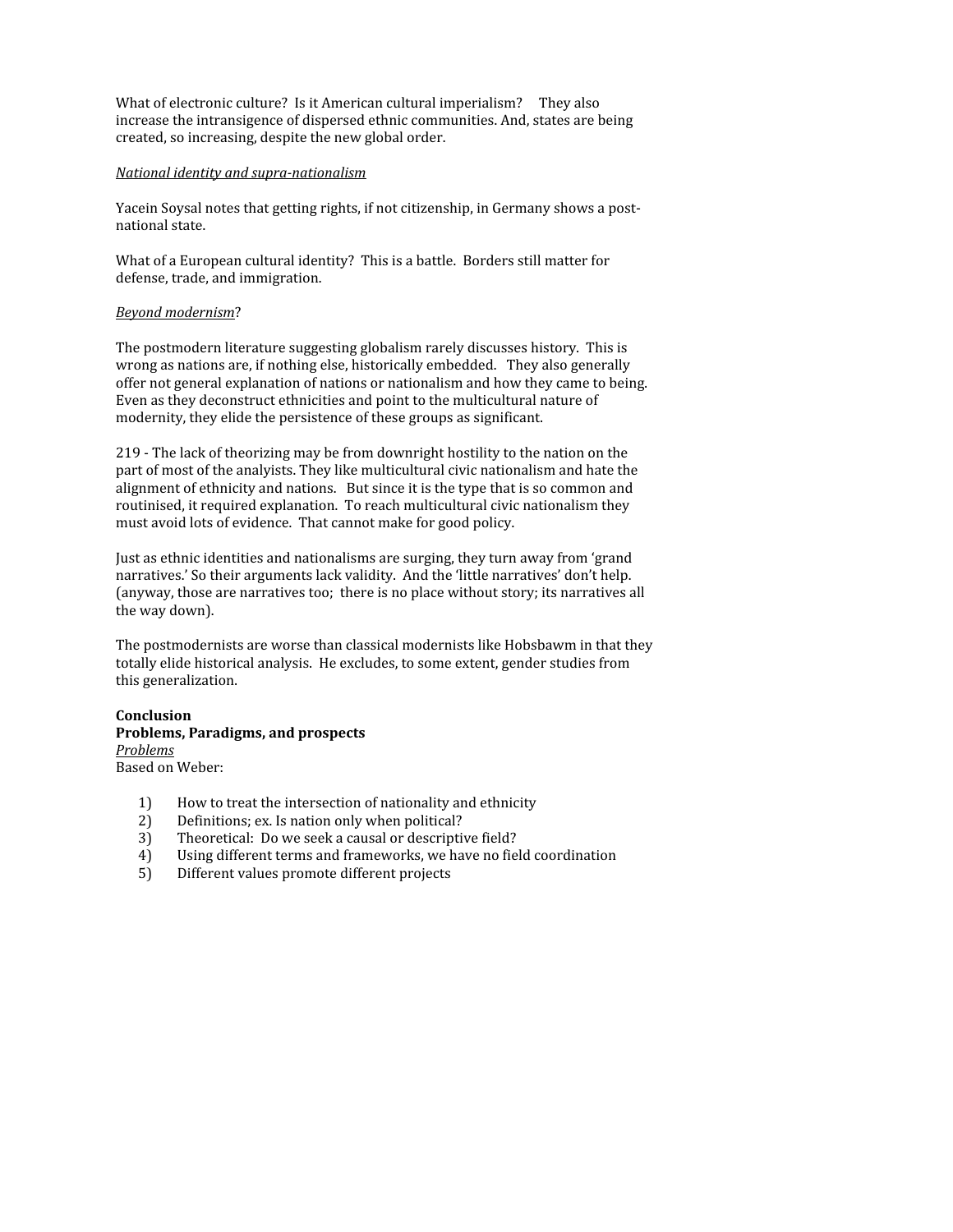What of electronic culture? Is it American cultural imperialism? They also increase the intransigence of dispersed ethnic communities. And, states are being created, so increasing, despite the new global order.

*National identity and supra-nationalism*

Yacein Soysal notes that getting rights, if not citizenship, in Germany shows a post-national state.

What of a European cultural identity? This is a battle. Borders still matter for defense, trade, and immigration.

*Beyond modernism*?

The postmodern literature suggesting globalism rarely discusses history. This is wrong as nations are, if nothing else, historically embedded. They also generally offer not general explanation of nations or nationalism and how they came to being. Even as they deconstruct ethnicities and point to the multicultural nature of modernity, they elide the persistence of these groups as significant.

219 - The lack of theorizing may be from downright hostility to the nation on the part of most of the analyists. They like multicultural civic nationalism and hate the alignment of ethnicity and nations. But since it is the type that is so common and routinised, it required explanation. To reach multicultural civic nationalism they must avoid lots of evidence. That cannot make for good policy.

Just as ethnic identities and nationalisms are surging, they turn away from 'grand narratives.' So their arguments lack validity. And the 'little narratives' don't help. (anyway, those are narratives too; there is no place without story; its narratives all the way down).

The postmodernists are worse than classical modernists like Hobsbawm in that they totally elide historical analysis. He excludes, to some extent, gender studies from this generalization.

**Conclusion**
**Problems, Paradigms, and prospects**
*Problems*
Based on Weber:

1) How to treat the intersection of nationality and ethnicity
2) Definitions; ex. Is nation only when political?
3) Theoretical: Do we seek a causal or descriptive field?
4) Using different terms and frameworks, we have no field coordination
5) Different values promote different projects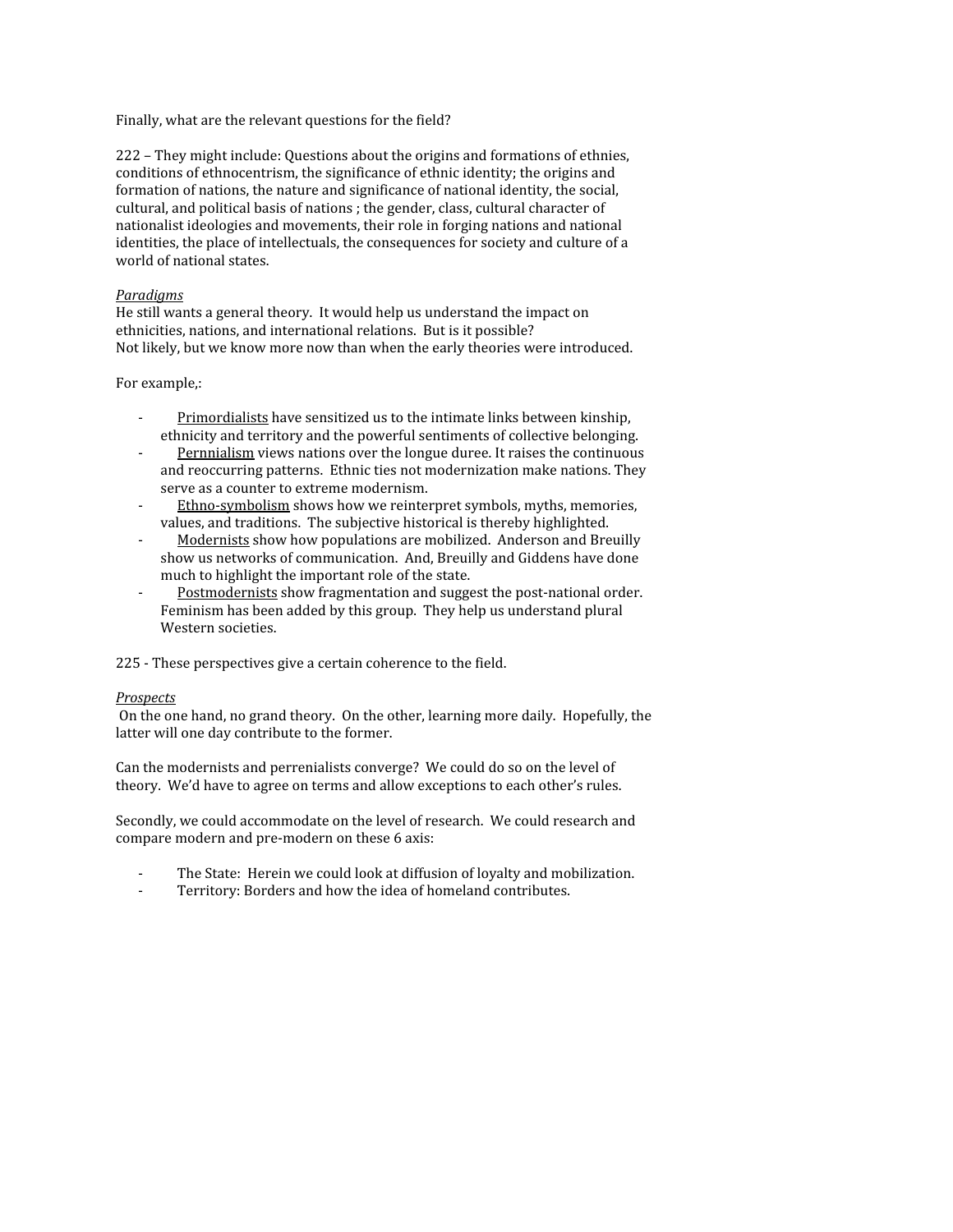Finally, what are the relevant questions for the field?

222 – They might include: Questions about the origins and formations of ethnies, conditions of ethnocentrism, the significance of ethnic identity; the origins and formation of nations, the nature and significance of national identity, the social, cultural, and political basis of nations ; the gender, class, cultural character of nationalist ideologies and movements, their role in forging nations and national identities, the place of intellectuals, the consequences for society and culture of a world of national states.

*Paradigms*
He still wants a general theory. It would help us understand the impact on ethnicities, nations, and international relations. But is it possible?
Not likely, but we know more now than when the early theories were introduced.

For example,:

- Primordialists have sensitized us to the intimate links between kinship, ethnicity and territory and the powerful sentiments of collective belonging.
- Pernnialism views nations over the longue duree. It raises the continuous and reoccurring patterns. Ethnic ties not modernization make nations. They serve as a counter to extreme modernism.
- Ethno-symbolism shows how we reinterpret symbols, myths, memories, values, and traditions. The subjective historical is thereby highlighted.
- Modernists show how populations are mobilized. Anderson and Breuilly show us networks of communication. And, Breuilly and Giddens have done much to highlight the important role of the state.
- Postmodernists show fragmentation and suggest the post-national order. Feminism has been added by this group. They help us understand plural Western societies.

225 - These perspectives give a certain coherence to the field.

*Prospects*
On the one hand, no grand theory. On the other, learning more daily. Hopefully, the latter will one day contribute to the former.

Can the modernists and perrenialists converge? We could do so on the level of theory. We'd have to agree on terms and allow exceptions to each other's rules.

Secondly, we could accommodate on the level of research. We could research and compare modern and pre-modern on these 6 axis:

- The State: Herein we could look at diffusion of loyalty and mobilization.
- Territory: Borders and how the idea of homeland contributes.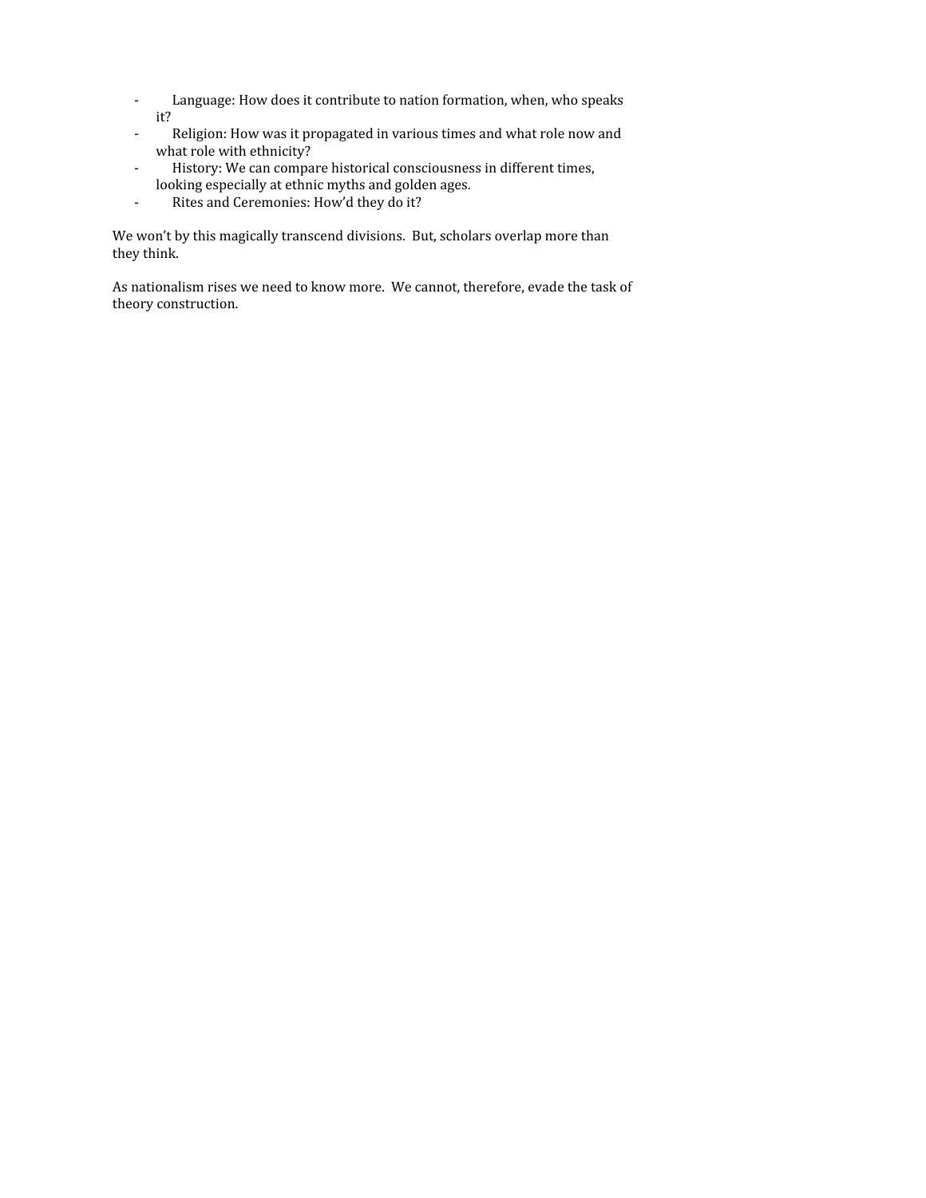- Language: How does it contribute to nation formation, when, who speaks it?
- Religion: How was it propagated in various times and what role now and what role with ethnicity?
- History: We can compare historical consciousness in different times, looking especially at ethnic myths and golden ages.
- Rites and Ceremonies: How'd they do it?

We won't by this magically transcend divisions. But, scholars overlap more than they think.

As nationalism rises we need to know more. We cannot, therefore, evade the task of theory construction.